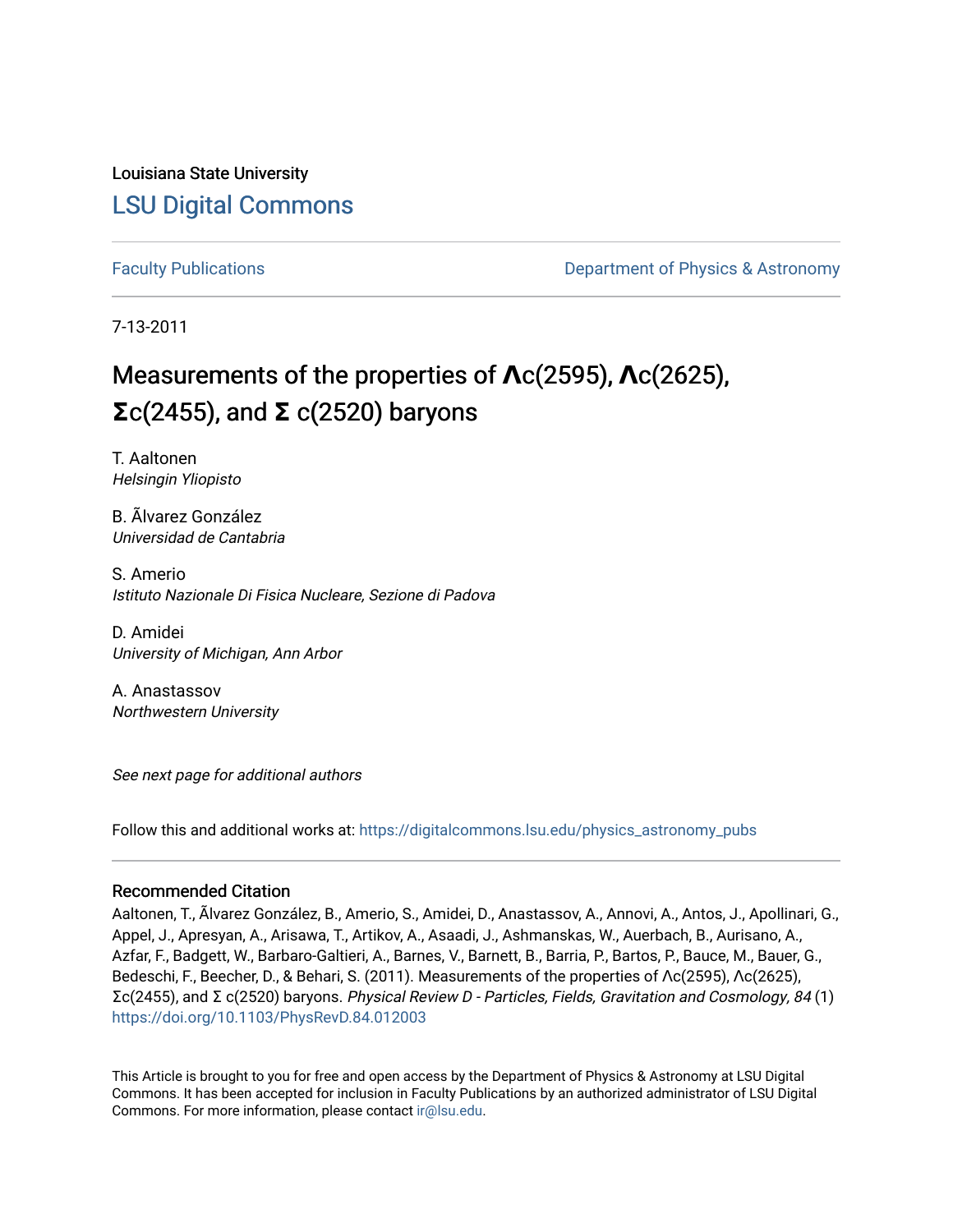Louisiana State University

# LSU Digital Commons

Faculty Publications

Department of Physics & Astronomy

7-13-2011

# Measurements of the properties of Λc(2595), Λc(2625), Σc(2455), and Σ c(2520) baryons

T. Aaltonen
*Helsingin Yliopisto*

B. Ãlvarez González
*Universidad de Cantabria*

S. Amerio
*Istituto Nazionale Di Fisica Nucleare, Sezione di Padova*

D. Amidei
*University of Michigan, Ann Arbor*

A. Anastassov
*Northwestern University*

*See next page for additional authors*

Follow this and additional works at: https://digitalcommons.lsu.edu/physics_astronomy_pubs

### Recommended Citation

Aaltonen, T., Ãlvarez González, B., Amerio, S., Amidei, D., Anastassov, A., Annovi, A., Antos, J., Apollinari, G., Appel, J., Apresyan, A., Arisawa, T., Artikov, A., Asaadi, J., Ashmanskas, W., Auerbach, B., Aurisano, A., Azfar, F., Badgett, W., Barbaro-Galtieri, A., Barnes, V., Barnett, B., Barria, P., Bartos, P., Bauce, M., Bauer, G., Bedeschi, F., Beecher, D., & Behari, S. (2011). Measurements of the properties of Λc(2595), Λc(2625), Σc(2455), and Σ c(2520) baryons. *Physical Review D - Particles, Fields, Gravitation and Cosmology, 84* (1) https://doi.org/10.1103/PhysRevD.84.012003

This Article is brought to you for free and open access by the Department of Physics & Astronomy at LSU Digital Commons. It has been accepted for inclusion in Faculty Publications by an authorized administrator of LSU Digital Commons. For more information, please contact ir@lsu.edu.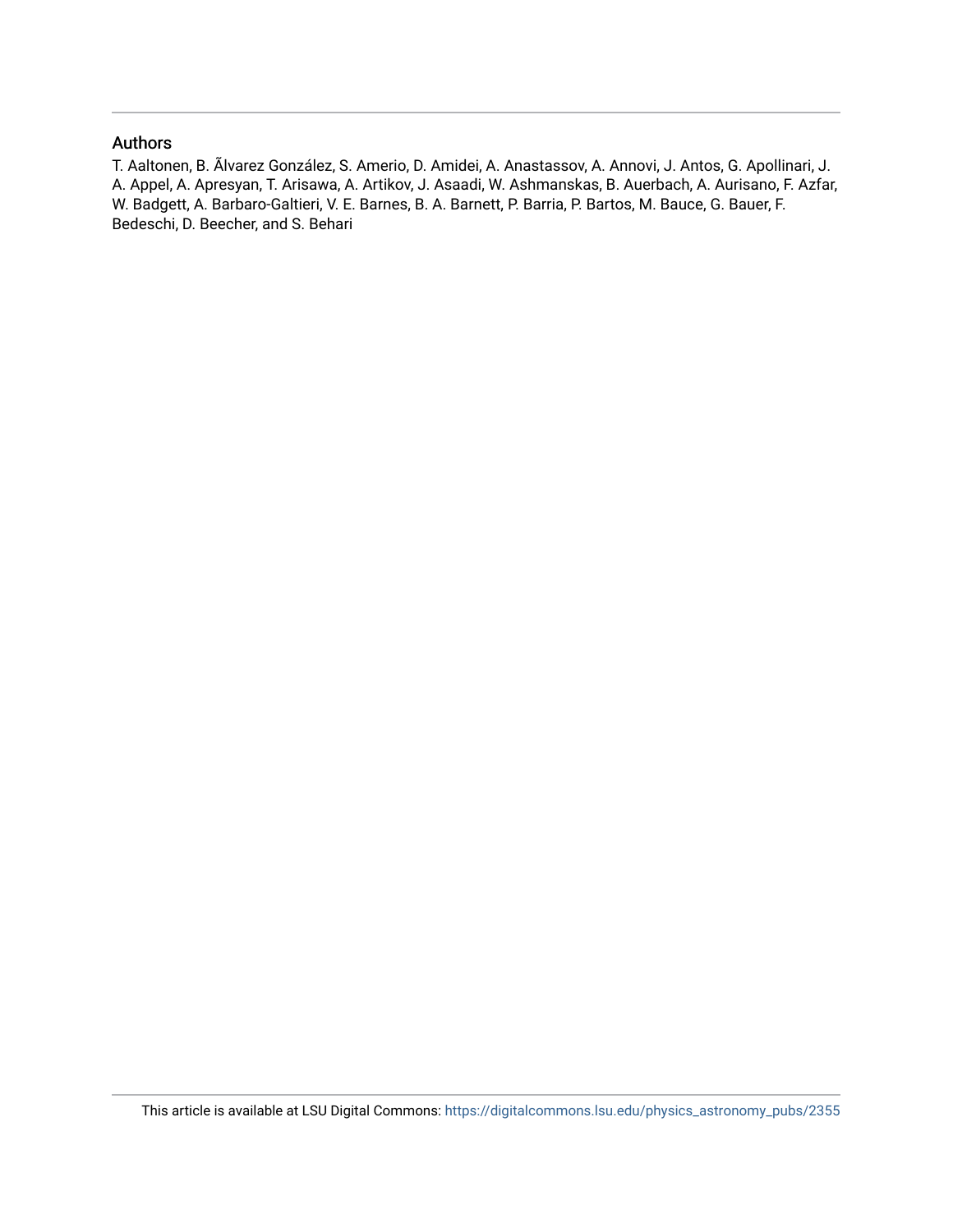## Authors

T. Aaltonen, B. Ãlvarez González, S. Amerio, D. Amidei, A. Anastassov, A. Annovi, J. Antos, G. Apollinari, J. A. Appel, A. Apresyan, T. Arisawa, A. Artikov, J. Asaadi, W. Ashmanskas, B. Auerbach, A. Aurisano, F. Azfar, W. Badgett, A. Barbaro-Galtieri, V. E. Barnes, B. A. Barnett, P. Barria, P. Bartos, M. Bauce, G. Bauer, F. Bedeschi, D. Beecher, and S. Behari

This article is available at LSU Digital Commons: https://digitalcommons.lsu.edu/physics_astronomy_pubs/2355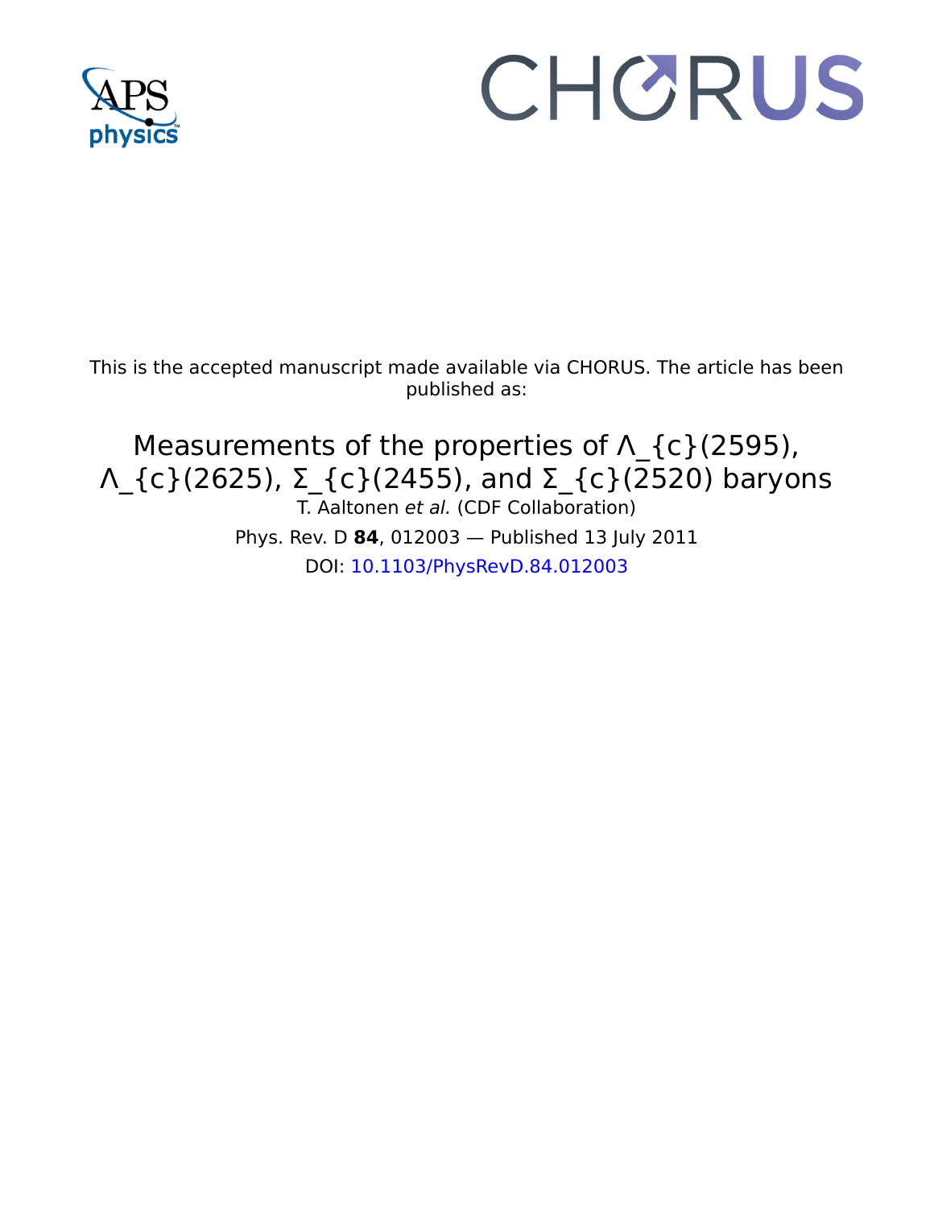This is the accepted manuscript made available via CHORUS. The article has been published as:

# Measurements of the properties of Λ_{c}(2595), Λ_{c}(2625), Σ_{c}(2455), and Σ_{c}(2520) baryons

T. Aaltonen *et al.* (CDF Collaboration)

Phys. Rev. D **84**, 012003 — Published 13 July 2011

DOI: 10.1103/PhysRevD.84.012003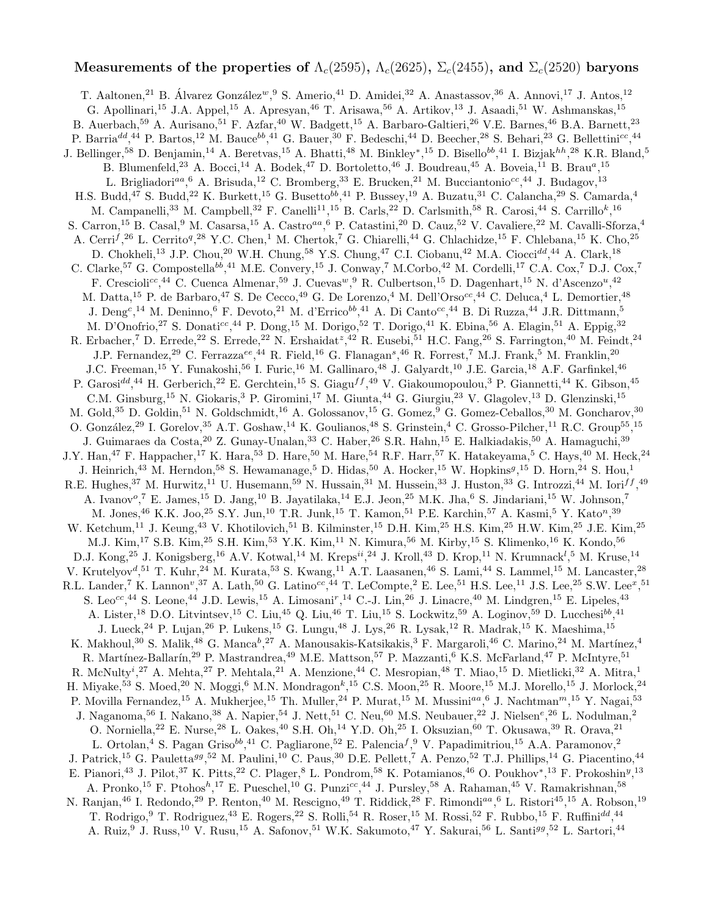# Measurements of the properties of $\Lambda_c(2595)$, $\Lambda_c(2625)$, $\Sigma_c(2455)$, and $\Sigma_c(2520)$ baryons

T. Aaltonen,[21] B. Álvarez González[w],[9] S. Amerio,[41] D. Amidei,[32] A. Anastassov,[36] A. Annovi,[17] J. Antos,[12] G. Apollinari,[15] J.A. Appel,[15] A. Apresyan,[46] T. Arisawa,[56] A. Artikov,[13] J. Asaadi,[51] W. Ashmanskas,[15] B. Auerbach,[59] A. Aurisano,[51] F. Azfar,[40] W. Badgett,[15] A. Barbaro-Galtieri,[26] V.E. Barnes,[46] B.A. Barnett,[23] P. Barria[dd],[44] P. Bartos,[12] M. Bauce[bb],[41] G. Bauer,[30] F. Bedeschi,[44] D. Beecher,[28] S. Behari,[23] G. Bellettini[cc],[44] J. Bellinger,[58] D. Benjamin,[14] A. Beretvas,[15] A. Bhatti,[48] M. Binkley*,[15] D. Bisello[bb],[41] I. Bizjak[hh],[28] K.R. Bland,[5] B. Blumenfeld,[23] A. Bocci,[14] A. Bodek,[47] D. Bortoletto,[46] J. Boudreau,[45] A. Boveia,[11] B. Brau[a],[15] L. Brigliadori[aa],[6] A. Brisuda,[12] C. Bromberg,[33] E. Brucken,[21] M. Bucciantonio[cc],[44] J. Budagov,[13] H.S. Budd,[47] S. Budd,[22] K. Burkett,[15] G. Busetto[bb],[41] P. Bussey,[19] A. Buzatu,[31] C. Calancha,[29] S. Camarda,[4] M. Campanelli,[33] M. Campbell,[32] F. Canelli[11],[15] B. Carls,[22] D. Carlsmith,[58] R. Carosi,[44] S. Carrillo[k],[16] S. Carron,[15] B. Casal,[9] M. Casarsa,[15] A. Castro[aa],[6] P. Catastini,[20] D. Cauz,[52] V. Cavaliere,[22] M. Cavalli-Sforza,[4] A. Cerri[f],[26] L. Cerrito[q],[28] Y.C. Chen,[1] M. Chertok,[7] G. Chiarelli,[44] G. Chlachidze,[15] F. Chlebana,[15] K. Cho,[25] D. Chokheli,[13] J.P. Chou,[20] W.H. Chung,[58] Y.S. Chung,[47] C.I. Ciobanu,[42] M.A. Ciocci[dd],[44] A. Clark,[18] C. Clarke,[57] G. Compostella[bb],[41] M.E. Convery,[15] J. Conway,[7] M.Corbo,[42] M. Cordelli,[17] C.A. Cox,[7] D.J. Cox,[7] F. Crescioli[cc],[44] C. Cuenca Almenar,[59] J. Cuevas[w],[9] R. Culbertson,[15] D. Dagenhart,[15] N. d'Ascenzo[u],[42] M. Datta,[15] P. de Barbaro,[47] S. De Cecco,[49] G. De Lorenzo,[4] M. Dell'Orso[cc],[44] C. Deluca,[4] L. Demortier,[48] J. Deng[c],[14] M. Deninno,[6] F. Devoto,[21] M. d'Errico[bb],[41] A. Di Canto[cc],[44] B. Di Ruzza,[44] J.R. Dittmann,[5] M. D'Onofrio,[27] S. Donati[cc],[44] P. Dong,[15] M. Dorigo,[52] T. Dorigo,[41] K. Ebina,[56] A. Elagin,[51] A. Eppig,[32] R. Erbacher,[7] D. Errede,[22] S. Errede,[22] N. Ershaidat[z],[42] R. Eusebi,[51] H.C. Fang,[26] S. Farrington,[40] M. Feindt,[24] J.P. Fernandez,[29] C. Ferrazza[ee],[44] R. Field,[16] G. Flanagan[s],[46] R. Forrest,[7] M.J. Frank,[5] M. Franklin,[20] J.C. Freeman,[15] Y. Funakoshi,[56] I. Furic,[16] M. Gallinaro,[48] J. Galyardt,[10] J.E. Garcia,[18] A.F. Garfinkel,[46] P. Garosi[dd],[44] H. Gerberich,[22] E. Gerchtein,[15] S. Giagu[ff],[49] V. Giakoumopoulou,[3] P. Giannetti,[44] K. Gibson,[45] C.M. Ginsburg,[15] N. Giokaris,[3] P. Giromini,[17] M. Giunta,[44] G. Giurgiu,[23] V. Glagolev,[13] D. Glenzinski,[15] M. Gold,[35] D. Goldin,[51] N. Goldschmidt,[16] A. Golossanov,[15] G. Gomez,[9] G. Gomez-Ceballos,[30] M. Goncharov,[30] O. González,[29] I. Gorelov,[35] A.T. Goshaw,[14] K. Goulianos,[48] S. Grinstein,[4] C. Grosso-Pilcher,[11] R.C. Group[55],[15] J. Guimaraes da Costa,[20] Z. Gunay-Unalan,[33] C. Haber,[26] S.R. Hahn,[15] E. Halkiadakis,[50] A. Hamaguchi,[39] J.Y. Han,[47] F. Happacher,[17] K. Hara,[53] D. Hare,[50] M. Hare,[54] R.F. Harr,[57] K. Hatakeyama,[5] C. Hays,[40] M. Heck,[24] J. Heinrich,[43] M. Herndon,[58] S. Hewamanage,[5] D. Hidas,[50] A. Hocker,[15] W. Hopkins[g],[15] D. Horn,[24] S. Hou,[1] R.E. Hughes,[37] M. Hurwitz,[11] U. Husemann,[59] N. Hussain,[31] M. Hussein,[33] J. Huston,[33] G. Introzzi,[44] M. Iori[ff],[49] A. Ivanov[o],[7] E. James,[15] D. Jang,[10] B. Jayatilaka,[14] E.J. Jeon,[25] M.K. Jha,[6] S. Jindariani,[15] W. Johnson,[7] M. Jones,[46] K.K. Joo,[25] S.Y. Jun,[10] T.R. Junk,[15] T. Kamon,[51] P.E. Karchin,[57] A. Kasmi,[5] Y. Kato[n],[39] W. Ketchum,[11] J. Keung,[43] V. Khotilovich,[51] B. Kilminster,[15] D.H. Kim,[25] H.S. Kim,[25] H.W. Kim,[25] J.E. Kim,[25] M.J. Kim,[17] S.B. Kim,[25] S.H. Kim,[53] Y.K. Kim,[11] N. Kimura,[56] M. Kirby,[15] S. Klimenko,[16] K. Kondo,[56] D.J. Kong,[25] J. Konigsberg,[16] A.V. Kotwal,[14] M. Kreps[ii],[24] J. Kroll,[43] D. Krop,[11] N. Krumnack[l],[5] M. Kruse,[14] V. Krutelyov[d],[51] T. Kuhr,[24] M. Kurata,[53] S. Kwang,[11] A.T. Laasanen,[46] S. Lami,[44] S. Lammel,[15] M. Lancaster,[28] R.L. Lander,[7] K. Lannon[v],[37] A. Lath,[50] G. Latino[cc],[44] T. LeCompte,[2] E. Lee,[51] H.S. Lee,[11] J.S. Lee,[25] S.W. Lee[x],[51] S. Leo[cc],[44] S. Leone,[44] J.D. Lewis,[15] A. Limosani[r],[14] C.-J. Lin,[26] J. Linacre,[40] M. Lindgren,[15] E. Lipeles,[43] A. Lister,[18] D.O. Litvintsev,[15] C. Liu,[45] Q. Liu,[46] T. Liu,[15] S. Lockwitz,[59] A. Loginov,[59] D. Lucchesi[bb],[41] J. Lueck,[24] P. Lujan,[26] P. Lukens,[15] G. Lungu,[48] J. Lys,[26] R. Lysak,[12] R. Madrak,[15] K. Maeshima,[15] K. Makhoul,[30] S. Malik,[48] G. Manca[b],[27] A. Manousakis-Katsikakis,[3] F. Margaroli,[46] C. Marino,[24] M. Martínez,[4] R. Martínez-Ballarín,[29] P. Mastrandrea,[49] M.E. Mattson,[57] P. Mazzanti,[6] K.S. McFarland,[47] P. McIntyre,[51] R. McNulty[i],[27] A. Mehta,[27] P. Mehtala,[21] A. Menzione,[44] C. Mesropian,[48] T. Miao,[15] D. Mietlicki,[32] A. Mitra,[1] H. Miyake,[53] S. Moed,[20] N. Moggi,[6] M.N. Mondragon[k],[15] C.S. Moon,[25] R. Moore,[15] M.J. Morello,[15] J. Morlock,[24] P. Movilla Fernandez,[15] A. Mukherjee,[15] Th. Muller,[24] P. Murat,[15] M. Mussini[aa],[6] J. Nachtman[m],[15] Y. Nagai,[53] J. Naganoma,[56] I. Nakano,[38] A. Napier,[54] J. Nett,[51] C. Neu,[60] M.S. Neubauer,[22] J. Nielsen[e],[26] L. Nodulman,[2] O. Norniella,[22] E. Nurse,[28] L. Oakes,[40] S.H. Oh,[14] Y.D. Oh,[25] I. Oksuzian,[60] T. Okusawa,[39] R. Orava,[21] L. Ortolan,[4] S. Pagan Griso[bb],[41] C. Pagliarone,[52] E. Palencia[f],[9] V. Papadimitriou,[15] A.A. Paramonov,[2] J. Patrick,[15] G. Pauletta[gg],[52] M. Paulini,[10] C. Paus,[30] D.E. Pellett,[7] A. Penzo,[52] T.J. Phillips,[14] G. Piacentino,[44] E. Pianori,[43] J. Pilot,[37] K. Pitts,[22] C. Plager,[8] L. Pondrom,[58] K. Potamianos,[46] O. Poukhov*,[13] F. Prokoshin[y],[13] A. Pronko,[15] F. Ptohos[h],[17] E. Pueschel,[10] G. Punzi[cc],[44] J. Pursley,[58] A. Rahaman,[45] V. Ramakrishnan,[58] N. Ranjan,[46] I. Redondo,[29] P. Renton,[40] M. Rescigno,[49] T. Riddick,[28] F. Rimondi[aa],[6] L. Ristori[45],[15] A. Robson,[19] T. Rodrigo,[9] T. Rodriguez,[43] E. Rogers,[22] S. Rolli,[54] R. Roser,[15] M. Rossi,[52] F. Rubbo,[15] F. Ruffini[dd],[44] A. Ruiz,[9] J. Russ,[10] V. Rusu,[15] A. Safonov,[51] W.K. Sakumoto,[47] Y. Sakurai,[56] L. Santi[gg],[52] L. Sartori,[44]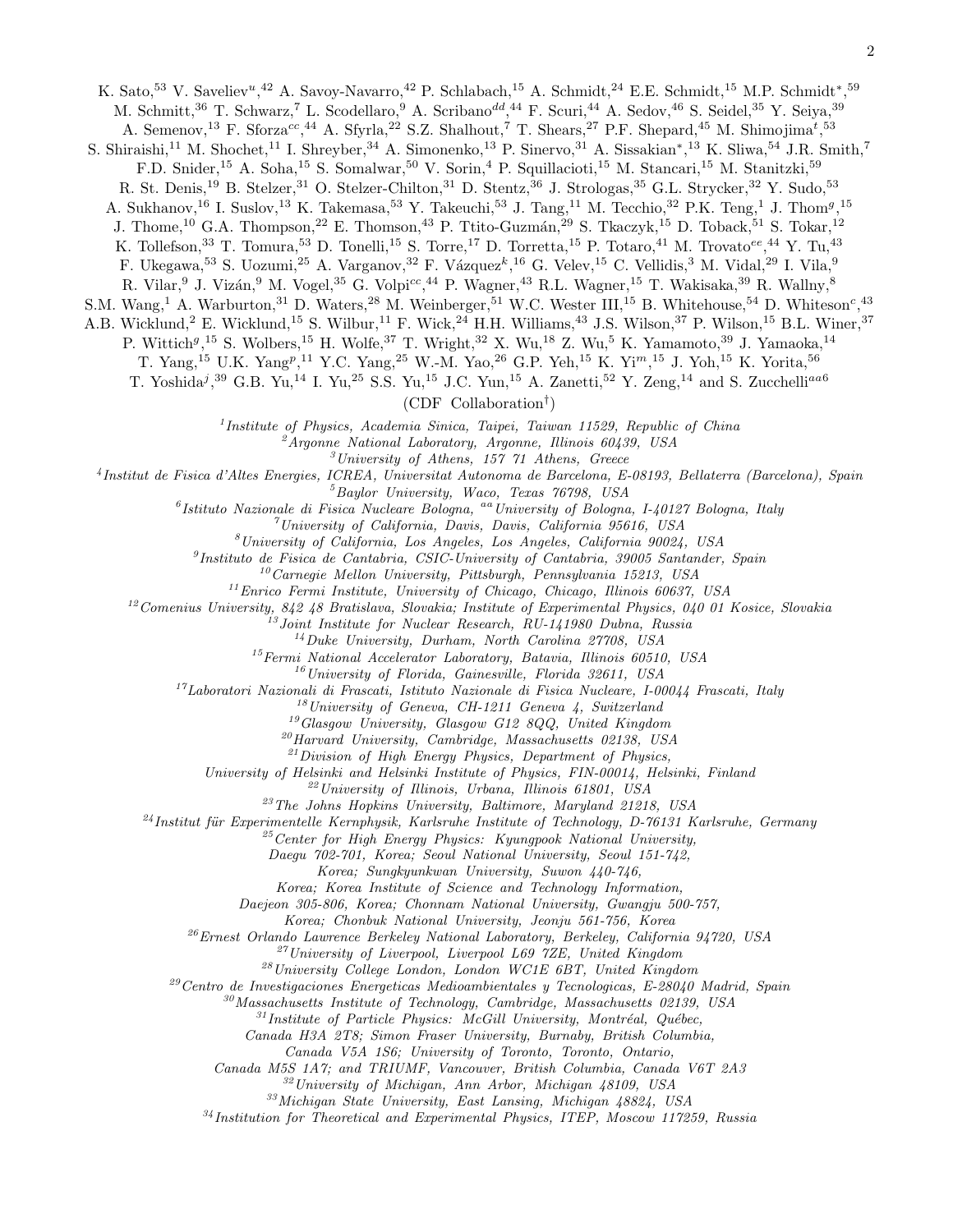K. Sato,[53] V. Saveliev[u],[42] A. Savoy-Navarro,[42] P. Schlabach,[15] A. Schmidt,[24] E.E. Schmidt,[15] M.P. Schmidt*,[59] M. Schmitt,[36] T. Schwarz,[7] L. Scodellaro,[9] A. Scribano[dd],[44] F. Scuri,[44] A. Sedov,[46] S. Seidel,[35] Y. Seiya,[39] A. Semenov,[13] F. Sforza[cc],[44] A. Sfyrla,[22] S.Z. Shalhout,[7] T. Shears,[27] P.F. Shepard,[45] M. Shimojima[t],[53] S. Shiraishi,[11] M. Shochet,[11] I. Shreyber,[34] A. Simonenko,[13] P. Sinervo,[31] A. Sissakian*,[13] K. Sliwa,[54] J.R. Smith,[7] F.D. Snider,[15] A. Soha,[15] S. Somalwar,[50] V. Sorin,[4] P. Squillacioti,[15] M. Stancari,[15] M. Stanitzki,[59] R. St. Denis,[19] B. Stelzer,[31] O. Stelzer-Chilton,[31] D. Stentz,[36] J. Strologas,[35] G.L. Strycker,[32] Y. Sudo,[53] A. Sukhanov,[16] I. Suslov,[13] K. Takemasa,[53] Y. Takeuchi,[53] J. Tang,[11] M. Tecchio,[32] P.K. Teng,[1] J. Thom[g],[15] J. Thome,[10] G.A. Thompson,[22] E. Thomson,[43] P. Ttito-Guzmán,[29] S. Tkaczyk,[15] D. Toback,[51] S. Tokar,[12] K. Tollefson,[33] T. Tomura,[53] D. Tonelli,[15] S. Torre,[17] D. Torretta,[15] P. Totaro,[41] M. Trovato[ee],[44] Y. Tu,[43] F. Ukegawa,[53] S. Uozumi,[25] A. Varganov,[32] F. Vázquez[k],[16] G. Velev,[15] C. Vellidis,[3] M. Vidal,[29] I. Vila,[9] R. Vilar,[9] J. Vizán,[9] M. Vogel,[35] G. Volpi[cc],[44] P. Wagner,[43] R.L. Wagner,[15] T. Wakisaka,[39] R. Wallny,[8] S.M. Wang,[1] A. Warburton,[31] D. Waters,[28] M. Weinberger,[51] W.C. Wester III,[15] B. Whitehouse,[54] D. Whiteson[c],[43] A.B. Wicklund,[2] E. Wicklund,[15] S. Wilbur,[11] F. Wick,[24] H.H. Williams,[43] J.S. Wilson,[37] P. Wilson,[15] B.L. Winer,[37] P. Wittich[g],[15] S. Wolbers,[15] H. Wolfe,[37] T. Wright,[32] X. Wu,[18] Z. Wu,[5] K. Yamamoto,[39] J. Yamaoka,[14] T. Yang,[15] U.K. Yang[p],[11] Y.C. Yang,[25] W.-M. Yao,[26] G.P. Yeh,[15] K. Yi[m],[15] J. Yoh,[15] K. Yorita,[56] T. Yoshida[j],[39] G.B. Yu,[14] I. Yu,[25] S.S. Yu,[15] J.C. Yun,[15] A. Zanetti,[52] Y. Zeng,[14] and S. Zucchelli[aa][6]

(CDF Collaboration†)

[1]*Institute of Physics, Academia Sinica, Taipei, Taiwan 11529, Republic of China*
[2]*Argonne National Laboratory, Argonne, Illinois 60439, USA*
[3]*University of Athens, 157 71 Athens, Greece*
[4]*Institut de Fisica d'Altes Energies, ICREA, Universitat Autonoma de Barcelona, E-08193, Bellaterra (Barcelona), Spain*
[5]*Baylor University, Waco, Texas 76798, USA*
[6]*Istituto Nazionale di Fisica Nucleare Bologna, [aa]University of Bologna, I-40127 Bologna, Italy*
[7]*University of California, Davis, Davis, California 95616, USA*
[8]*University of California, Los Angeles, Los Angeles, California 90024, USA*
[9]*Instituto de Fisica de Cantabria, CSIC-University of Cantabria, 39005 Santander, Spain*
[10]*Carnegie Mellon University, Pittsburgh, Pennsylvania 15213, USA*
[11]*Enrico Fermi Institute, University of Chicago, Chicago, Illinois 60637, USA*
[12]*Comenius University, 842 48 Bratislava, Slovakia; Institute of Experimental Physics, 040 01 Kosice, Slovakia*
[13]*Joint Institute for Nuclear Research, RU-141980 Dubna, Russia*
[14]*Duke University, Durham, North Carolina 27708, USA*
[15]*Fermi National Accelerator Laboratory, Batavia, Illinois 60510, USA*
[16]*University of Florida, Gainesville, Florida 32611, USA*
[17]*Laboratori Nazionali di Frascati, Istituto Nazionale di Fisica Nucleare, I-00044 Frascati, Italy*
[18]*University of Geneva, CH-1211 Geneva 4, Switzerland*
[19]*Glasgow University, Glasgow G12 8QQ, United Kingdom*
[20]*Harvard University, Cambridge, Massachusetts 02138, USA*
[21]*Division of High Energy Physics, Department of Physics, University of Helsinki and Helsinki Institute of Physics, FIN-00014, Helsinki, Finland*
[22]*University of Illinois, Urbana, Illinois 61801, USA*
[23]*The Johns Hopkins University, Baltimore, Maryland 21218, USA*
[24]*Institut für Experimentelle Kernphysik, Karlsruhe Institute of Technology, D-76131 Karlsruhe, Germany*
[25]*Center for High Energy Physics: Kyungpook National University, Daegu 702-701, Korea; Seoul National University, Seoul 151-742, Korea; Sungkyunkwan University, Suwon 440-746, Korea; Korea Institute of Science and Technology Information, Daejeon 305-806, Korea; Chonnam National University, Gwangju 500-757, Korea; Chonbuk National University, Jeonju 561-756, Korea*
[26]*Ernest Orlando Lawrence Berkeley National Laboratory, Berkeley, California 94720, USA*
[27]*University of Liverpool, Liverpool L69 7ZE, United Kingdom*
[28]*University College London, London WC1E 6BT, United Kingdom*
[29]*Centro de Investigaciones Energeticas Medioambientales y Tecnologicas, E-28040 Madrid, Spain*
[30]*Massachusetts Institute of Technology, Cambridge, Massachusetts 02139, USA*
[31]*Institute of Particle Physics: McGill University, Montréal, Québec, Canada H3A 2T8; Simon Fraser University, Burnaby, British Columbia, Canada V5A 1S6; University of Toronto, Toronto, Ontario, Canada M5S 1A7; and TRIUMF, Vancouver, British Columbia, Canada V6T 2A3*
[32]*University of Michigan, Ann Arbor, Michigan 48109, USA*
[33]*Michigan State University, East Lansing, Michigan 48824, USA*
[34]*Institution for Theoretical and Experimental Physics, ITEP, Moscow 117259, Russia*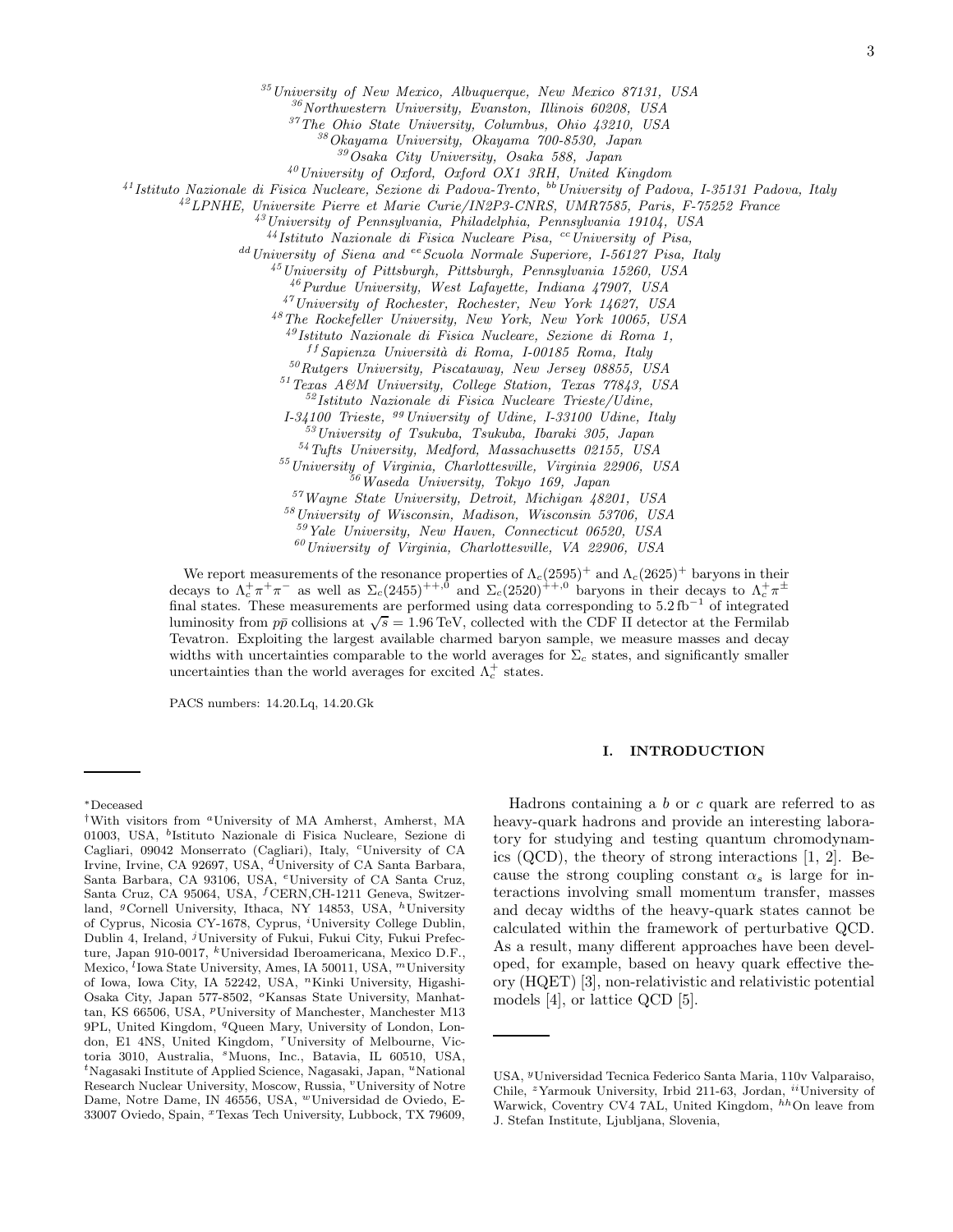[35] University of New Mexico, Albuquerque, New Mexico 87131, USA
[36] Northwestern University, Evanston, Illinois 60208, USA
[37] The Ohio State University, Columbus, Ohio 43210, USA
[38] Okayama University, Okayama 700-8530, Japan
[39] Osaka City University, Osaka 588, Japan
[40] University of Oxford, Oxford OX1 3RH, United Kingdom
[41] Istituto Nazionale di Fisica Nucleare, Sezione di Padova-Trento, [bb] University of Padova, I-35131 Padova, Italy
[42] LPNHE, Universite Pierre et Marie Curie/IN2P3-CNRS, UMR7585, Paris, F-75252 France
[43] University of Pennsylvania, Philadelphia, Pennsylvania 19104, USA
[44] Istituto Nazionale di Fisica Nucleare Pisa, [cc] University of Pisa,
[dd] University of Siena and [ee] Scuola Normale Superiore, I-56127 Pisa, Italy
[45] University of Pittsburgh, Pittsburgh, Pennsylvania 15260, USA
[46] Purdue University, West Lafayette, Indiana 47907, USA
[47] University of Rochester, Rochester, New York 14627, USA
[48] The Rockefeller University, New York, New York 10065, USA
[49] Istituto Nazionale di Fisica Nucleare, Sezione di Roma 1,
[ff] Sapienza Università di Roma, I-00185 Roma, Italy
[50] Rutgers University, Piscataway, New Jersey 08855, USA
[51] Texas A&M University, College Station, Texas 77843, USA
[52] Istituto Nazionale di Fisica Nucleare Trieste/Udine,
I-34100 Trieste, [gg] University of Udine, I-33100 Udine, Italy
[53] University of Tsukuba, Tsukuba, Ibaraki 305, Japan
[54] Tufts University, Medford, Massachusetts 02155, USA
[55] University of Virginia, Charlottesville, Virginia 22906, USA
[56] Waseda University, Tokyo 169, Japan
[57] Wayne State University, Detroit, Michigan 48201, USA
[58] University of Wisconsin, Madison, Wisconsin 53706, USA
[59] Yale University, New Haven, Connecticut 06520, USA
[60] University of Virginia, Charlottesville, VA 22906, USA

We report measurements of the resonance properties of $\Lambda_c(2595)^+$ and $\Lambda_c(2625)^+$ baryons in their decays to $\Lambda_c^+\pi^+\pi^-$ as well as $\Sigma_c(2455)^{++,0}$ and $\Sigma_c(2520)^{++,0}$ baryons in their decays to $\Lambda_c^+\pi^\pm$ final states. These measurements are performed using data corresponding to $5.2\,\mathrm{fb}^{-1}$ of integrated luminosity from $p\bar{p}$ collisions at $\sqrt{s} = 1.96\,\mathrm{TeV}$, collected with the CDF II detector at the Fermilab Tevatron. Exploiting the largest available charmed baryon sample, we measure masses and decay widths with uncertainties comparable to the world averages for $\Sigma_c$ states, and significantly smaller uncertainties than the world averages for excited $\Lambda_c^+$ states.

PACS numbers: 14.20.Lq, 14.20.Gk

## I. INTRODUCTION

Hadrons containing a $b$ or $c$ quark are referred to as heavy-quark hadrons and provide an interesting laboratory for studying and testing quantum chromodynamics (QCD), the theory of strong interactions [1, 2]. Because the strong coupling constant $\alpha_s$ is large for interactions involving small momentum transfer, masses and decay widths of the heavy-quark states cannot be calculated within the framework of perturbative QCD. As a result, many different approaches have been developed, for example, based on heavy quark effective theory (HQET) [3], non-relativistic and relativistic potential models [4], or lattice QCD [5].

---

*Deceased

†With visitors from [a] University of MA Amherst, Amherst, MA 01003, USA, [b] Istituto Nazionale di Fisica Nucleare, Sezione di Cagliari, 09042 Monserrato (Cagliari), Italy, [c] University of CA Irvine, Irvine, CA 92697, USA, [d] University of CA Santa Barbara, Santa Barbara, CA 93106, USA, [e] University of CA Santa Cruz, Santa Cruz, CA 95064, USA, [f] CERN,CH-1211 Geneva, Switzerland, [g] Cornell University, Ithaca, NY 14853, USA, [h] University of Cyprus, Nicosia CY-1678, Cyprus, [i] University College Dublin, Dublin 4, Ireland, [j] University of Fukui, Fukui City, Fukui Prefecture, Japan 910-0017, [k] Universidad Iberoamericana, Mexico D.F., Mexico, [l] Iowa State University, Ames, IA 50011, USA, [m] University of Iowa, Iowa City, IA 52242, USA, [n] Kinki University, Higashi-Osaka City, Japan 577-8502, [o] Kansas State University, Manhattan, KS 66506, USA, [p] University of Manchester, Manchester M13 9PL, United Kingdom, [q] Queen Mary, University of London, London, E1 4NS, United Kingdom, [r] University of Melbourne, Victoria 3010, Australia, [s] Muons, Inc., Batavia, IL 60510, USA, [t] Nagasaki Institute of Applied Science, Nagasaki, Japan, [u] National Research Nuclear University, Moscow, Russia, [v] University of Notre Dame, Notre Dame, IN 46556, USA, [w] Universidad de Oviedo, E-33007 Oviedo, Spain, [x] Texas Tech University, Lubbock, TX 79609, USA, [y] Universidad Tecnica Federico Santa Maria, 110v Valparaiso, Chile, [z] Yarmouk University, Irbid 211-63, Jordan, [ii] University of Warwick, Coventry CV4 7AL, United Kingdom, [hh] On leave from J. Stefan Institute, Ljubljana, Slovenia,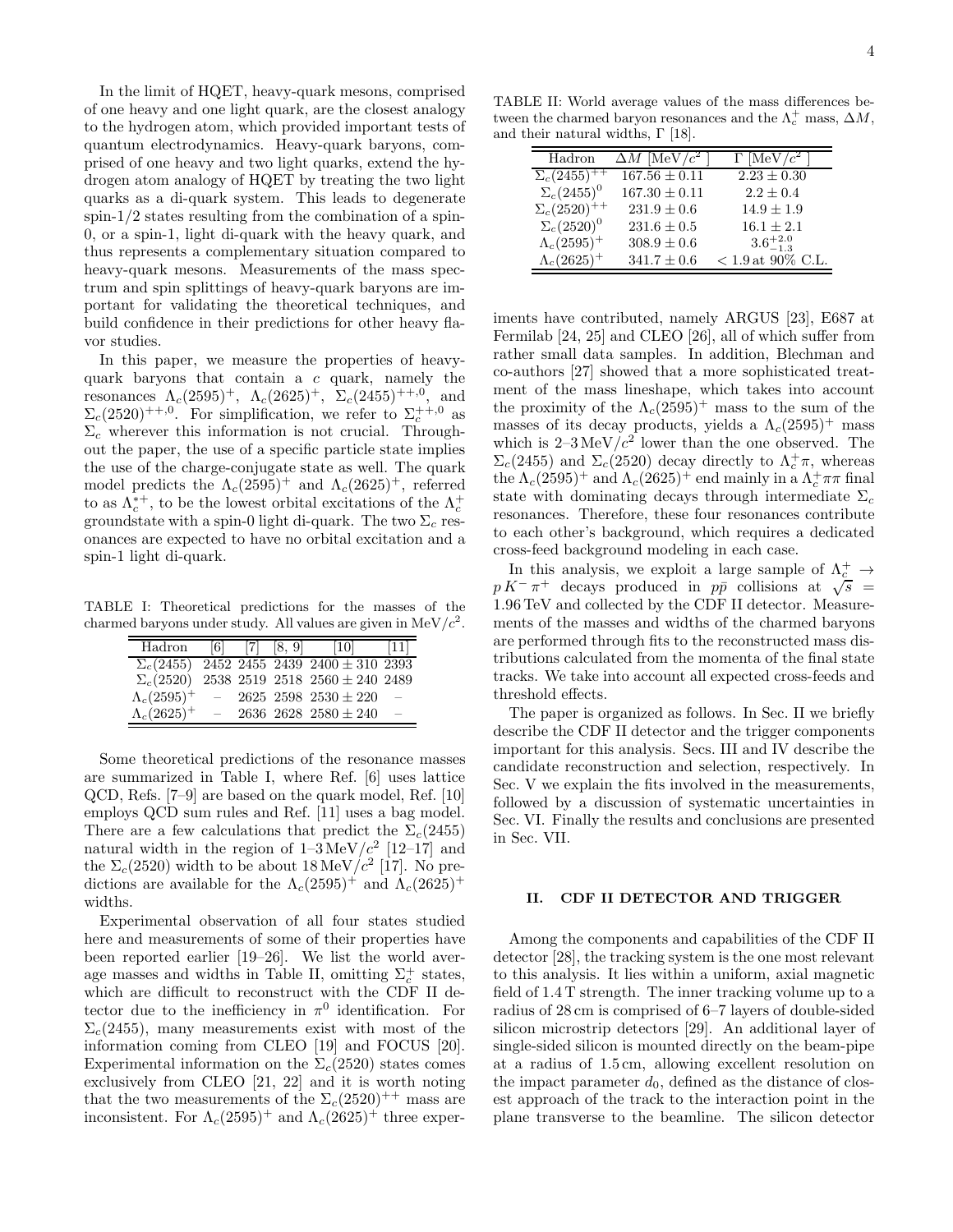In the limit of HQET, heavy-quark mesons, comprised of one heavy and one light quark, are the closest analogy to the hydrogen atom, which provided important tests of quantum electrodynamics. Heavy-quark baryons, comprised of one heavy and two light quarks, extend the hydrogen atom analogy of HQET by treating the two light quarks as a di-quark system. This leads to degenerate spin-1/2 states resulting from the combination of a spin-0, or a spin-1, light di-quark with the heavy quark, and thus represents a complementary situation compared to heavy-quark mesons. Measurements of the mass spectrum and spin splittings of heavy-quark baryons are important for validating the theoretical techniques, and build confidence in their predictions for other heavy flavor studies.

In this paper, we measure the properties of heavy-quark baryons that contain a $c$ quark, namely the resonances $\Lambda_c(2595)^+$, $\Lambda_c(2625)^+$, $\Sigma_c(2455)^{++,0}$, and $\Sigma_c(2520)^{++,0}$. For simplification, we refer to $\Sigma_c^{++,0}$ as $\Sigma_c$ wherever this information is not crucial. Throughout the paper, the use of a specific particle state implies the use of the charge-conjugate state as well. The quark model predicts the $\Lambda_c(2595)^+$ and $\Lambda_c(2625)^+$, referred to as $\Lambda_c^{*+}$, to be the lowest orbital excitations of the $\Lambda_c^+$ groundstate with a spin-0 light di-quark. The two $\Sigma_c$ resonances are expected to have no orbital excitation and a spin-1 light di-quark.

TABLE I: Theoretical predictions for the masses of the charmed baryons under study. All values are given in MeV/$c^2$.

| Hadron | [6] | [7] | [8, 9] | [10] | [11] |
|---|---|---|---|---|---|
| $\Sigma_c(2455)$ | 2452 | 2455 | 2439 | $2400 \pm 310$ | 2393 |
| $\Sigma_c(2520)$ | 2538 | 2519 | 2518 | $2560 \pm 240$ | 2489 |
| $\Lambda_c(2595)^+$ | – | 2625 | 2598 | $2530 \pm 220$ | – |
| $\Lambda_c(2625)^+$ | – | 2636 | 2628 | $2580 \pm 240$ | – |

Some theoretical predictions of the resonance masses are summarized in Table I, where Ref. [6] uses lattice QCD, Refs. [7–9] are based on the quark model, Ref. [10] employs QCD sum rules and Ref. [11] uses a bag model. There are a few calculations that predict the $\Sigma_c(2455)$ natural width in the region of 1–3 MeV/$c^2$ [12–17] and the $\Sigma_c(2520)$ width to be about 18 MeV/$c^2$ [17]. No predictions are available for the $\Lambda_c(2595)^+$ and $\Lambda_c(2625)^+$ widths.

Experimental observation of all four states studied here and measurements of some of their properties have been reported earlier [19–26]. We list the world average masses and widths in Table II, omitting $\Sigma_c^+$ states, which are difficult to reconstruct with the CDF II detector due to the inefficiency in $\pi^0$ identification. For $\Sigma_c(2455)$, many measurements exist with most of the information coming from CLEO [19] and FOCUS [20]. Experimental information on the $\Sigma_c(2520)$ states comes exclusively from CLEO [21, 22] and it is worth noting that the two measurements of the $\Sigma_c(2520)^{++}$ mass are inconsistent. For $\Lambda_c(2595)^+$ and $\Lambda_c(2625)^+$ three experiments have contributed, namely ARGUS [23], E687 at Fermilab [24, 25] and CLEO [26], all of which suffer from rather small data samples. In addition, Blechman and co-authors [27] showed that a more sophisticated treatment of the mass lineshape, which takes into account the proximity of the $\Lambda_c(2595)^+$ mass to the sum of the masses of its decay products, yields a $\Lambda_c(2595)^+$ mass which is 2–3 MeV/$c^2$ lower than the one observed. The $\Sigma_c(2455)$ and $\Sigma_c(2520)$ decay directly to $\Lambda_c^+\pi$, whereas the $\Lambda_c(2595)^+$ and $\Lambda_c(2625)^+$ end mainly in a $\Lambda_c^+\pi\pi$ final state with dominating decays through intermediate $\Sigma_c$ resonances. Therefore, these four resonances contribute to each other's background, which requires a dedicated cross-feed background modeling in each case.

TABLE II: World average values of the mass differences between the charmed baryon resonances and the $\Lambda_c^+$ mass, $\Delta M$, and their natural widths, $\Gamma$ [18].

| Hadron | $\Delta M$ [MeV/$c^2$] | $\Gamma$ [MeV/$c^2$] |
|---|---|---|
| $\Sigma_c(2455)^{++}$ | $167.56 \pm 0.11$ | $2.23 \pm 0.30$ |
| $\Sigma_c(2455)^0$ | $167.30 \pm 0.11$ | $2.2 \pm 0.4$ |
| $\Sigma_c(2520)^{++}$ | $231.9 \pm 0.6$ | $14.9 \pm 1.9$ |
| $\Sigma_c(2520)^0$ | $231.6 \pm 0.5$ | $16.1 \pm 2.1$ |
| $\Lambda_c(2595)^+$ | $308.9 \pm 0.6$ | $3.6^{+2.0}_{-1.3}$ |
| $\Lambda_c(2625)^+$ | $341.7 \pm 0.6$ | $< 1.9$ at 90% C.L. |

In this analysis, we exploit a large sample of $\Lambda_c^+ \to p\,K^-\pi^+$ decays produced in $p\bar{p}$ collisions at $\sqrt{s} = 1.96$ TeV and collected by the CDF II detector. Measurements of the masses and widths of the charmed baryons are performed through fits to the reconstructed mass distributions calculated from the momenta of the final state tracks. We take into account all expected cross-feeds and threshold effects.

The paper is organized as follows. In Sec. II we briefly describe the CDF II detector and the trigger components important for this analysis. Secs. III and IV describe the candidate reconstruction and selection, respectively. In Sec. V we explain the fits involved in the measurements, followed by a discussion of systematic uncertainties in Sec. VI. Finally the results and conclusions are presented in Sec. VII.

## II. CDF II DETECTOR AND TRIGGER

Among the components and capabilities of the CDF II detector [28], the tracking system is the one most relevant to this analysis. It lies within a uniform, axial magnetic field of 1.4 T strength. The inner tracking volume up to a radius of 28 cm is comprised of 6–7 layers of double-sided silicon microstrip detectors [29]. An additional layer of single-sided silicon is mounted directly on the beam-pipe at a radius of 1.5 cm, allowing excellent resolution on the impact parameter $d_0$, defined as the distance of closest approach of the track to the interaction point in the plane transverse to the beamline. The silicon detector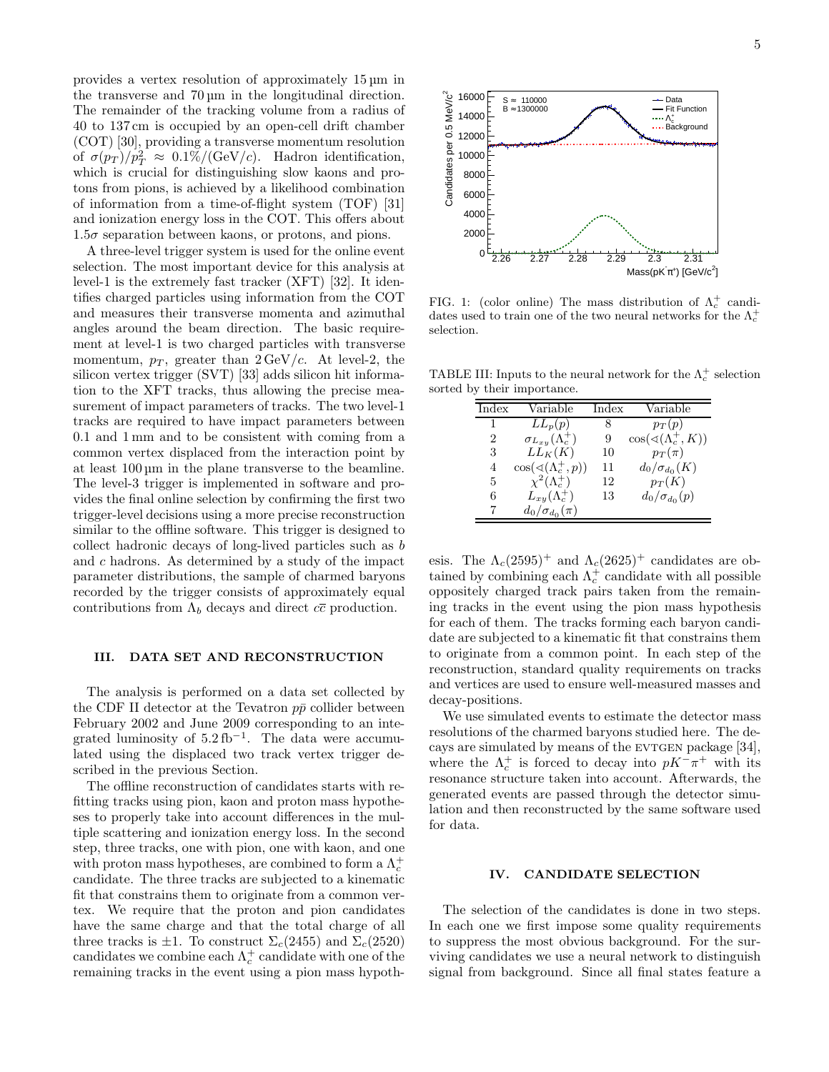provides a vertex resolution of approximately 15 μm in the transverse and 70 μm in the longitudinal direction. The remainder of the tracking volume from a radius of 40 to 137 cm is occupied by an open-cell drift chamber (COT) [30], providing a transverse momentum resolution of $\sigma(p_T)/p_T^2 \approx 0.1\%/(\text{GeV}/c)$. Hadron identification, which is crucial for distinguishing slow kaons and protons from pions, is achieved by a likelihood combination of information from a time-of-flight system (TOF) [31] and ionization energy loss in the COT. This offers about $1.5\sigma$ separation between kaons, or protons, and pions.

A three-level trigger system is used for the online event selection. The most important device for this analysis at level-1 is the extremely fast tracker (XFT) [32]. It identifies charged particles using information from the COT and measures their transverse momenta and azimuthal angles around the beam direction. The basic requirement at level-1 is two charged particles with transverse momentum, $p_T$, greater than $2\,\text{GeV}/c$. At level-2, the silicon vertex trigger (SVT) [33] adds silicon hit information to the XFT tracks, thus allowing the precise measurement of impact parameters of tracks. The two level-1 tracks are required to have impact parameters between 0.1 and 1 mm and to be consistent with coming from a common vertex displaced from the interaction point by at least 100 μm in the plane transverse to the beamline. The level-3 trigger is implemented in software and provides the final online selection by confirming the first two trigger-level decisions using a more precise reconstruction similar to the offline software. This trigger is designed to collect hadronic decays of long-lived particles such as $b$ and $c$ hadrons. As determined by a study of the impact parameter distributions, the sample of charmed baryons recorded by the trigger consists of approximately equal contributions from $\Lambda_b$ decays and direct $c\bar{c}$ production.

## III. DATA SET AND RECONSTRUCTION

The analysis is performed on a data set collected by the CDF II detector at the Tevatron $p\bar{p}$ collider between February 2002 and June 2009 corresponding to an integrated luminosity of $5.2\,\text{fb}^{-1}$. The data were accumulated using the displaced two track vertex trigger described in the previous Section.

The offline reconstruction of candidates starts with refitting tracks using pion, kaon and proton mass hypotheses to properly take into account differences in the multiple scattering and ionization energy loss. In the second step, three tracks, one with pion, one with kaon, and one with proton mass hypotheses, are combined to form a $\Lambda_c^+$ candidate. The three tracks are subjected to a kinematic fit that constrains them to originate from a common vertex. We require that the proton and pion candidates have the same charge and that the total charge of all three tracks is $\pm 1$. To construct $\Sigma_c(2455)$ and $\Sigma_c(2520)$ candidates we combine each $\Lambda_c^+$ candidate with one of the remaining tracks in the event using a pion mass hypothesis. The $\Lambda_c(2595)^+$ and $\Lambda_c(2625)^+$ candidates are obtained by combining each $\Lambda_c^+$ candidate with all possible oppositely charged track pairs taken from the remaining tracks in the event using the pion mass hypothesis for each of them. The tracks forming each baryon candidate are subjected to a kinematic fit that constrains them to originate from a common point. In each step of the reconstruction, standard quality requirements on tracks and vertices are used to ensure well-measured masses and decay-positions.

FIG. 1: (color online) The mass distribution of $\Lambda_c^+$ candidates used to train one of the two neural networks for the $\Lambda_c^+$ selection.

TABLE III: Inputs to the neural network for the $\Lambda_c^+$ selection sorted by their importance.

| Index | Variable | Index | Variable |
|---|---|---|---|
| 1 | $LL_p(p)$ | 8 | $p_T(p)$ |
| 2 | $\sigma_{L_{xy}}(\Lambda_c^+)$ | 9 | $\cos(\sphericalangle(\Lambda_c^+, K))$ |
| 3 | $LL_K(K)$ | 10 | $p_T(\pi)$ |
| 4 | $\cos(\sphericalangle(\Lambda_c^+, p))$ | 11 | $d_0/\sigma_{d_0}(K)$ |
| 5 | $\chi^2(\Lambda_c^+)$ | 12 | $p_T(K)$ |
| 6 | $L_{xy}(\Lambda_c^+)$ | 13 | $d_0/\sigma_{d_0}(p)$ |
| 7 | $d_0/\sigma_{d_0}(\pi)$ | | |

We use simulated events to estimate the detector mass resolutions of the charmed baryons studied here. The decays are simulated by means of the EVTGEN package [34], where the $\Lambda_c^+$ is forced to decay into $pK^-\pi^+$ with its resonance structure taken into account. Afterwards, the generated events are passed through the detector simulation and then reconstructed by the same software used for data.

## IV. CANDIDATE SELECTION

The selection of the candidates is done in two steps. In each one we first impose some quality requirements to suppress the most obvious background. For the surviving candidates we use a neural network to distinguish signal from background. Since all final states feature a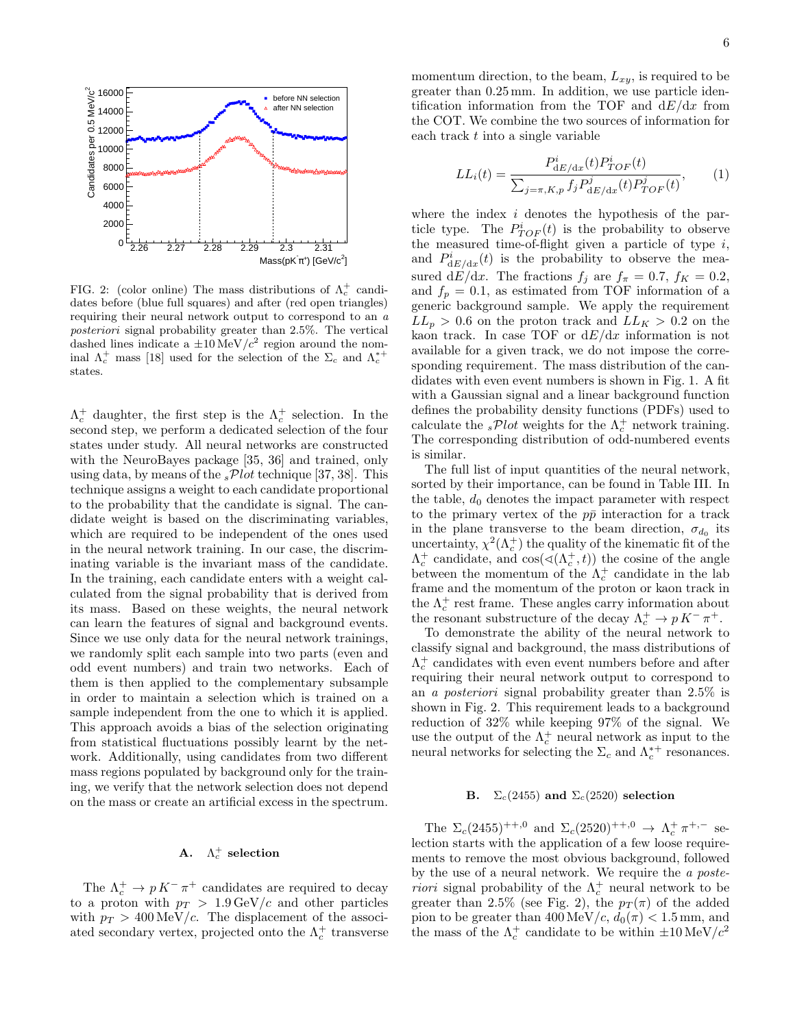FIG. 2: (color online) The mass distributions of $\Lambda_c^+$ candidates before (blue full squares) and after (red open triangles) requiring their neural network output to correspond to an *a posteriori* signal probability greater than 2.5%. The vertical dashed lines indicate a $\pm 10\,\mathrm{MeV}/c^2$ region around the nominal $\Lambda_c^+$ mass [18] used for the selection of the $\Sigma_c$ and $\Lambda_c^{*+}$ states.

$\Lambda_c^+$ daughter, the first step is the $\Lambda_c^+$ selection. In the second step, we perform a dedicated selection of the four states under study. All neural networks are constructed with the NeuroBayes package [35, 36] and trained, only using data, by means of the ${}_s\mathcal{P}lot$ technique [37, 38]. This technique assigns a weight to each candidate proportional to the probability that the candidate is signal. The candidate weight is based on the discriminating variables, which are required to be independent of the ones used in the neural network training. In our case, the discriminating variable is the invariant mass of the candidate. In the training, each candidate enters with a weight calculated from the signal probability that is derived from its mass. Based on these weights, the neural network can learn the features of signal and background events. Since we use only data for the neural network trainings, we randomly split each sample into two parts (even and odd event numbers) and train two networks. Each of them is then applied to the complementary subsample in order to maintain a selection which is trained on a sample independent from the one to which it is applied. This approach avoids a bias of the selection originating from statistical fluctuations possibly learnt by the network. Additionally, using candidates from two different mass regions populated by background only for the training, we verify that the network selection does not depend on the mass or create an artificial excess in the spectrum.

### A. $\Lambda_c^+$ selection

The $\Lambda_c^+ \to p\,K^-\pi^+$ candidates are required to decay to a proton with $p_T > 1.9\,\mathrm{GeV}/c$ and other particles with $p_T > 400\,\mathrm{MeV}/c$. The displacement of the associated secondary vertex, projected onto the $\Lambda_c^+$ transverse momentum direction, to the beam, $L_{xy}$, is required to be greater than 0.25 mm. In addition, we use particle identification information from the TOF and $\mathrm{d}E/\mathrm{d}x$ from the COT. We combine the two sources of information for each track $t$ into a single variable

$$LL_i(t) = \frac{P^i_{\mathrm{d}E/\mathrm{d}x}(t) P^i_{TOF}(t)}{\sum_{j=\pi,K,p} f_j P^j_{\mathrm{d}E/\mathrm{d}x}(t) P^j_{TOF}(t)}, \quad (1)$$

where the index $i$ denotes the hypothesis of the particle type. The $P^i_{TOF}(t)$ is the probability to observe the measured time-of-flight given a particle of type $i$, and $P^i_{\mathrm{d}E/\mathrm{d}x}(t)$ is the probability to observe the measured $\mathrm{d}E/\mathrm{d}x$. The fractions $f_j$ are $f_\pi = 0.7$, $f_K = 0.2$, and $f_p = 0.1$, as estimated from TOF information of a generic background sample. We apply the requirement $LL_p > 0.6$ on the proton track and $LL_K > 0.2$ on the kaon track. In case TOF or $\mathrm{d}E/\mathrm{d}x$ information is not available for a given track, we do not impose the corresponding requirement. The mass distribution of the candidates with even event numbers is shown in Fig. 1. A fit with a Gaussian signal and a linear background function defines the probability density functions (PDFs) used to calculate the ${}_s\mathcal{P}lot$ weights for the $\Lambda_c^+$ network training. The corresponding distribution of odd-numbered events is similar.

The full list of input quantities of the neural network, sorted by their importance, can be found in Table III. In the table, $d_0$ denotes the impact parameter with respect to the primary vertex of the $p\bar{p}$ interaction for a track in the plane transverse to the beam direction, $\sigma_{d_0}$ its uncertainty, $\chi^2(\Lambda_c^+)$ the quality of the kinematic fit of the $\Lambda_c^+$ candidate, and $\cos(\sphericalangle(\Lambda_c^+, t))$ the cosine of the angle between the momentum of the $\Lambda_c^+$ candidate in the lab frame and the momentum of the proton or kaon track in the $\Lambda_c^+$ rest frame. These angles carry information about the resonant substructure of the decay $\Lambda_c^+ \to p\,K^-\pi^+$.

To demonstrate the ability of the neural network to classify signal and background, the mass distributions of $\Lambda_c^+$ candidates with even event numbers before and after requiring their neural network output to correspond to an *a posteriori* signal probability greater than 2.5% is shown in Fig. 2. This requirement leads to a background reduction of 32% while keeping 97% of the signal. We use the output of the $\Lambda_c^+$ neural network as input to the neural networks for selecting the $\Sigma_c$ and $\Lambda_c^{*+}$ resonances.

### B. $\Sigma_c(2455)$ and $\Sigma_c(2520)$ selection

The $\Sigma_c(2455)^{++,0}$ and $\Sigma_c(2520)^{++,0} \to \Lambda_c^+\pi^{+,-}$ selection starts with the application of a few loose requirements to remove the most obvious background, followed by the use of a neural network. We require the *a posteriori* signal probability of the $\Lambda_c^+$ neural network to be greater than 2.5% (see Fig. 2), the $p_T(\pi)$ of the added pion to be greater than $400\,\mathrm{MeV}/c$, $d_0(\pi) < 1.5\,\mathrm{mm}$, and the mass of the $\Lambda_c^+$ candidate to be within $\pm 10\,\mathrm{MeV}/c^2$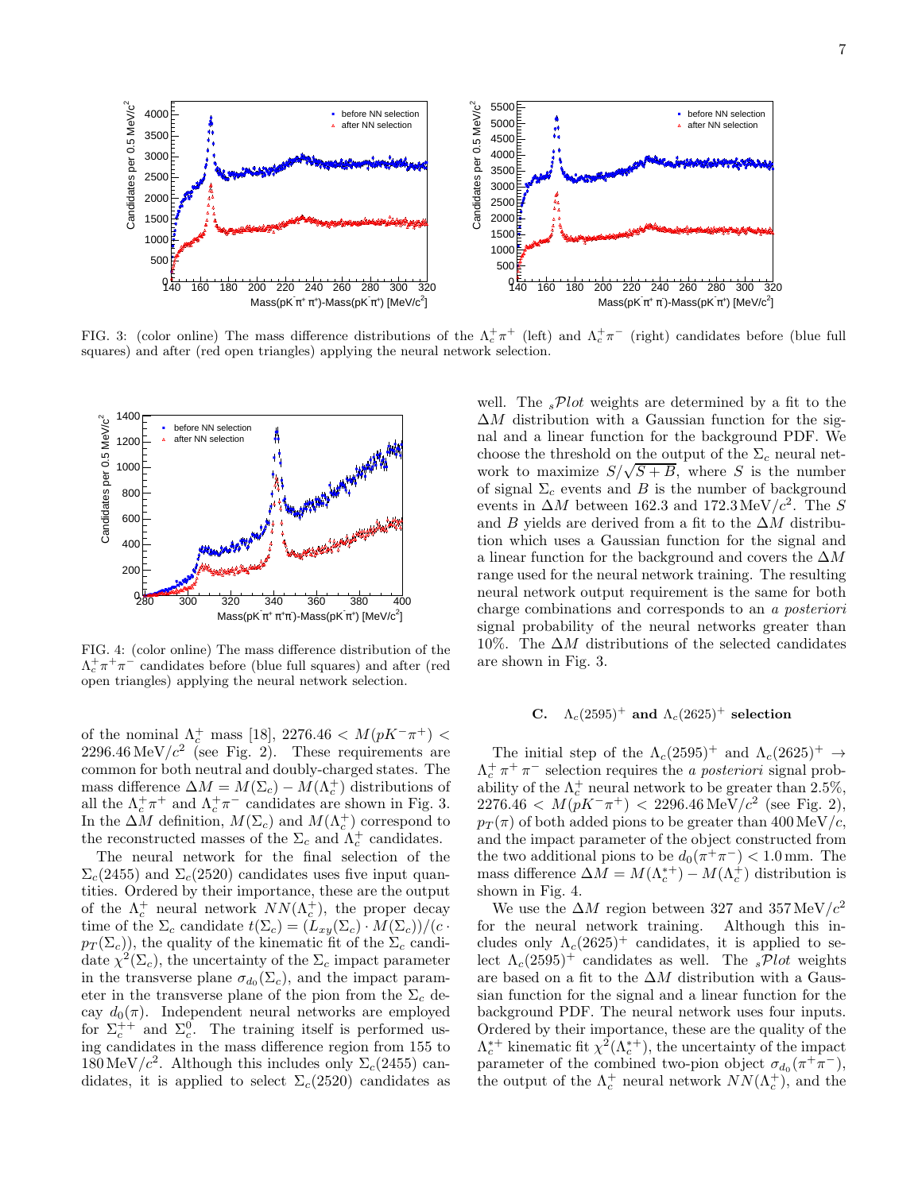FIG. 3: (color online) The mass difference distributions of the $\Lambda_c^+\pi^+$ (left) and $\Lambda_c^+\pi^-$ (right) candidates before (blue full squares) and after (red open triangles) applying the neural network selection.

FIG. 4: (color online) The mass difference distribution of the $\Lambda_c^+\pi^+\pi^-$ candidates before (blue full squares) and after (red open triangles) applying the neural network selection.

of the nominal $\Lambda_c^+$ mass [18], $2276.46 < M(pK^-\pi^+) < 2296.46\,\mathrm{MeV}/c^2$ (see Fig. 2). These requirements are common for both neutral and doubly-charged states. The mass difference $\Delta M = M(\Sigma_c) - M(\Lambda_c^+)$ distributions of all the $\Lambda_c^+\pi^+$ and $\Lambda_c^+\pi^-$ candidates are shown in Fig. 3. In the $\Delta M$ definition, $M(\Sigma_c)$ and $M(\Lambda_c^+)$ correspond to the reconstructed masses of the $\Sigma_c$ and $\Lambda_c^+$ candidates.

The neural network for the final selection of the $\Sigma_c(2455)$ and $\Sigma_c(2520)$ candidates uses five input quantities. Ordered by their importance, these are the output of the $\Lambda_c^+$ neural network $NN(\Lambda_c^+)$, the proper decay time of the $\Sigma_c$ candidate $t(\Sigma_c) = (L_{xy}(\Sigma_c)\cdot M(\Sigma_c))/(c\cdot p_T(\Sigma_c))$, the quality of the kinematic fit of the $\Sigma_c$ candidate $\chi^2(\Sigma_c)$, the uncertainty of the $\Sigma_c$ impact parameter in the transverse plane $\sigma_{d_0}(\Sigma_c)$, and the impact parameter in the transverse plane of the pion from the $\Sigma_c$ decay $d_0(\pi)$. Independent neural networks are employed for $\Sigma_c^{++}$ and $\Sigma_c^0$. The training itself is performed using candidates in the mass difference region from 155 to $180\,\mathrm{MeV}/c^2$. Although this includes only $\Sigma_c(2455)$ candidates, it is applied to select $\Sigma_c(2520)$ candidates as well. The ${}_s\mathcal{P}lot$ weights are determined by a fit to the $\Delta M$ distribution with a Gaussian function for the signal and a linear function for the background PDF. We choose the threshold on the output of the $\Sigma_c$ neural network to maximize $S/\sqrt{S+B}$, where $S$ is the number of signal $\Sigma_c$ events and $B$ is the number of background events in $\Delta M$ between 162.3 and $172.3\,\mathrm{MeV}/c^2$. The $S$ and $B$ yields are derived from a fit to the $\Delta M$ distribution which uses a Gaussian function for the signal and a linear function for the background and covers the $\Delta M$ range used for the neural network training. The resulting neural network output requirement is the same for both charge combinations and corresponds to an *a posteriori* signal probability of the neural networks greater than 10%. The $\Delta M$ distributions of the selected candidates are shown in Fig. 3.

### C. $\Lambda_c(2595)^+$ and $\Lambda_c(2625)^+$ selection

The initial step of the $\Lambda_c(2595)^+$ and $\Lambda_c(2625)^+ \to \Lambda_c^+\pi^+\pi^-$ selection requires the *a posteriori* signal probability of the $\Lambda_c^+$ neural network to be greater than 2.5%, $2276.46 < M(pK^-\pi^+) < 2296.46\,\mathrm{MeV}/c^2$ (see Fig. 2), $p_T(\pi)$ of both added pions to be greater than $400\,\mathrm{MeV}/c$, and the impact parameter of the object constructed from the two additional pions to be $d_0(\pi^+\pi^-) < 1.0\,\mathrm{mm}$. The mass difference $\Delta M = M(\Lambda_c^{*+}) - M(\Lambda_c^+)$ distribution is shown in Fig. 4.

We use the $\Delta M$ region between 327 and $357\,\mathrm{MeV}/c^2$ for the neural network training. Although this includes only $\Lambda_c(2625)^+$ candidates, it is applied to select $\Lambda_c(2595)^+$ candidates as well. The ${}_s\mathcal{P}lot$ weights are based on a fit to the $\Delta M$ distribution with a Gaussian function for the signal and a linear function for the background PDF. The neural network uses four inputs. Ordered by their importance, these are the quality of the $\Lambda_c^{*+}$ kinematic fit $\chi^2(\Lambda_c^{*+})$, the uncertainty of the impact parameter of the combined two-pion object $\sigma_{d_0}(\pi^+\pi^-)$, the output of the $\Lambda_c^+$ neural network $NN(\Lambda_c^+)$, and the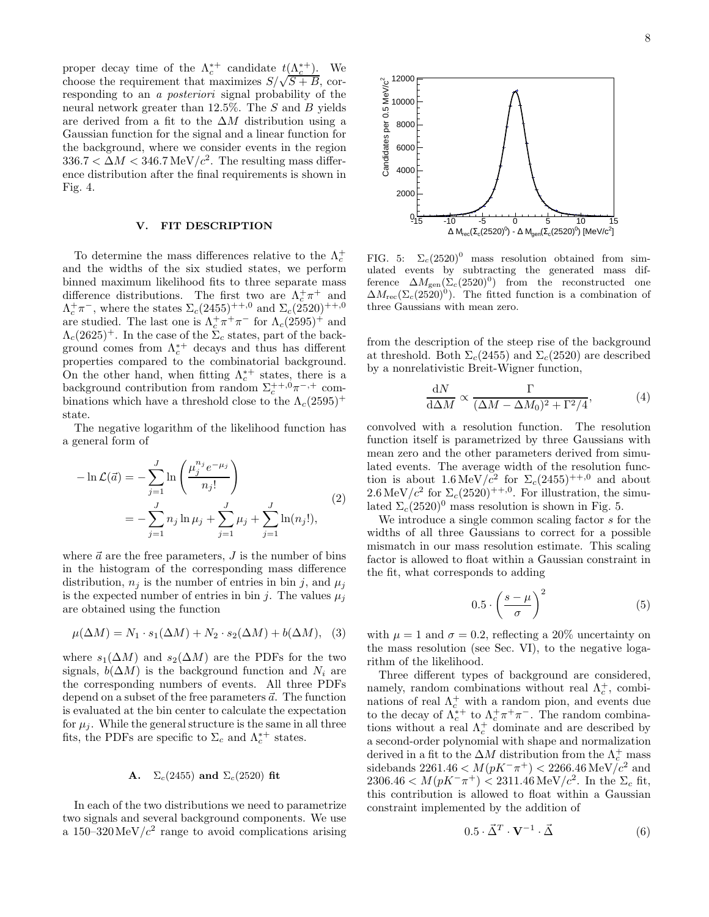proper decay time of the $\Lambda_c^{*+}$ candidate $t(\Lambda_c^{*+})$. We choose the requirement that maximizes $S/\sqrt{S+B}$, corresponding to an *a posteriori* signal probability of the neural network greater than 12.5%. The $S$ and $B$ yields are derived from a fit to the $\Delta M$ distribution using a Gaussian function for the signal and a linear function for the background, where we consider events in the region $336.7 < \Delta M < 346.7\,\mathrm{MeV}/c^2$. The resulting mass difference distribution after the final requirements is shown in Fig. 4.

## V. FIT DESCRIPTION

To determine the mass differences relative to the $\Lambda_c^+$ and the widths of the six studied states, we perform binned maximum likelihood fits to three separate mass difference distributions. The first two are $\Lambda_c^+\pi^+$ and $\Lambda_c^+\pi^-$, where the states $\Sigma_c(2455)^{++,0}$ and $\Sigma_c(2520)^{++,0}$ are studied. The last one is $\Lambda_c^+\pi^+\pi^-$ for $\Lambda_c(2595)^+$ and $\Lambda_c(2625)^+$. In the case of the $\Sigma_c$ states, part of the background comes from $\Lambda_c^{*+}$ decays and thus has different properties compared to the combinatorial background. On the other hand, when fitting $\Lambda_c^{*+}$ states, there is a background contribution from random $\Sigma_c^{++,0}\pi^{-,+}$ combinations which have a threshold close to the $\Lambda_c(2595)^+$ state.

The negative logarithm of the likelihood function has a general form of

$$-\ln\mathcal{L}(\vec{a}) = -\sum_{j=1}^{J}\ln\left(\frac{\mu_j^{n_j}e^{-\mu_j}}{n_j!}\right) = -\sum_{j=1}^{J}n_j\ln\mu_j + \sum_{j=1}^{J}\mu_j + \sum_{j=1}^{J}\ln(n_j!), \tag{2}$$

where $\vec{a}$ are the free parameters, $J$ is the number of bins in the histogram of the corresponding mass difference distribution, $n_j$ is the number of entries in bin $j$, and $\mu_j$ is the expected number of entries in bin $j$. The values $\mu_j$ are obtained using the function

$$\mu(\Delta M) = N_1\cdot s_1(\Delta M) + N_2\cdot s_2(\Delta M) + b(\Delta M), \tag{3}$$

where $s_1(\Delta M)$ and $s_2(\Delta M)$ are the PDFs for the two signals, $b(\Delta M)$ is the background function and $N_i$ are the corresponding numbers of events. All three PDFs depend on a subset of the free parameters $\vec{a}$. The function is evaluated at the bin center to calculate the expectation for $\mu_j$. While the general structure is the same in all three fits, the PDFs are specific to $\Sigma_c$ and $\Lambda_c^{*+}$ states.

### A. $\Sigma_c(2455)$ and $\Sigma_c(2520)$ fit

In each of the two distributions we need to parametrize two signals and several background components. We use a 150–320 MeV/$c^2$ range to avoid complications arising from the description of the steep rise of the background at threshold. Both $\Sigma_c(2455)$ and $\Sigma_c(2520)$ are described by a nonrelativistic Breit-Wigner function,

$$\frac{\mathrm{d}N}{\mathrm{d}\Delta M} \propto \frac{\Gamma}{(\Delta M - \Delta M_0)^2 + \Gamma^2/4}, \tag{4}$$

convolved with a resolution function. The resolution function itself is parametrized by three Gaussians with mean zero and the other parameters derived from simulated events. The average width of the resolution function is about $1.6\,\mathrm{MeV}/c^2$ for $\Sigma_c(2455)^{++,0}$ and about $2.6\,\mathrm{MeV}/c^2$ for $\Sigma_c(2520)^{++,0}$. For illustration, the simulated $\Sigma_c(2520)^0$ mass resolution is shown in Fig. 5.

FIG. 5: $\Sigma_c(2520)^0$ mass resolution obtained from simulated events by subtracting the generated mass difference $\Delta M_{\mathrm{gen}}(\Sigma_c(2520)^0)$ from the reconstructed one $\Delta M_{\mathrm{rec}}(\Sigma_c(2520)^0)$. The fitted function is a combination of three Gaussians with mean zero.

We introduce a single common scaling factor $s$ for the widths of all three Gaussians to correct for a possible mismatch in our mass resolution estimate. This scaling factor is allowed to float within a Gaussian constraint in the fit, what corresponds to adding

$$0.5\cdot\left(\frac{s-\mu}{\sigma}\right)^2 \tag{5}$$

with $\mu = 1$ and $\sigma = 0.2$, reflecting a 20% uncertainty on the mass resolution (see Sec. VI), to the negative logarithm of the likelihood.

Three different types of background are considered, namely, random combinations without real $\Lambda_c^+$, combinations of real $\Lambda_c^+$ with a random pion, and events due to the decay of $\Lambda_c^{*+}$ to $\Lambda_c^+\pi^+\pi^-$. The random combinations without a real $\Lambda_c^+$ dominate and are described by a second-order polynomial with shape and normalization derived in a fit to the $\Delta M$ distribution from the $\Lambda_c^+$ mass sidebands $2261.46 < M(pK^-\pi^+) < 2266.46\,\mathrm{MeV}/c^2$ and $2306.46 < M(pK^-\pi^+) < 2311.46\,\mathrm{MeV}/c^2$. In the $\Sigma_c$ fit, this contribution is allowed to float within a Gaussian constraint implemented by the addition of

$$0.5\cdot\vec{\Delta}^T\cdot\mathbf{V}^{-1}\cdot\vec{\Delta} \tag{6}$$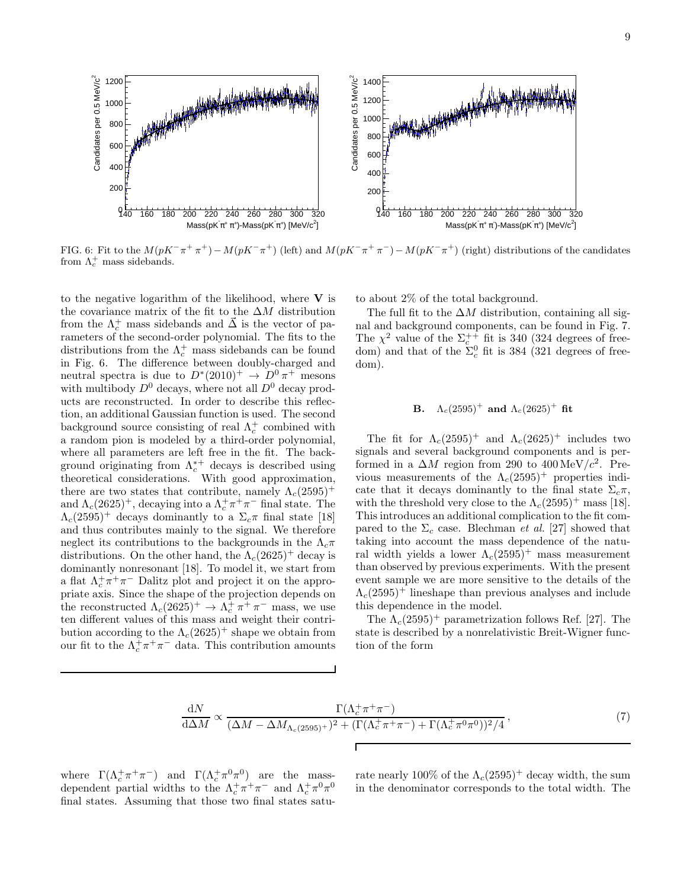FIG. 6: Fit to the $M(pK^-\pi^+\pi^+) - M(pK^-\pi^+)$ (left) and $M(pK^-\pi^+\pi^-) - M(pK^-\pi^+)$ (right) distributions of the candidates from $\Lambda_c^+$ mass sidebands.

to the negative logarithm of the likelihood, where $\mathbf{V}$ is the covariance matrix of the fit to the $\Delta M$ distribution from the $\Lambda_c^+$ mass sidebands and $\vec{\Delta}$ is the vector of parameters of the second-order polynomial. The fits to the distributions from the $\Lambda_c^+$ mass sidebands can be found in Fig. 6. The difference between doubly-charged and neutral spectra is due to $D^*(2010)^+ \to D^0\pi^+$ mesons with multibody $D^0$ decays, where not all $D^0$ decay products are reconstructed. In order to describe this reflection, an additional Gaussian function is used. The second background source consisting of real $\Lambda_c^+$ combined with a random pion is modeled by a third-order polynomial, where all parameters are left free in the fit. The background originating from $\Lambda_c^{*+}$ decays is described using theoretical considerations. With good approximation, there are two states that contribute, namely $\Lambda_c(2595)^+$ and $\Lambda_c(2625)^+$, decaying into a $\Lambda_c^+\pi^+\pi^-$ final state. The $\Lambda_c(2595)^+$ decays dominantly to a $\Sigma_c\pi$ final state [18] and thus contributes mainly to the signal. We therefore neglect its contributions to the backgrounds in the $\Lambda_c\pi$ distributions. On the other hand, the $\Lambda_c(2625)^+$ decay is dominantly nonresonant [18]. To model it, we start from a flat $\Lambda_c^+\pi^+\pi^-$ Dalitz plot and project it on the appropriate axis. Since the shape of the projection depends on the reconstructed $\Lambda_c(2625)^+ \to \Lambda_c^+\pi^+\pi^-$ mass, we use ten different values of this mass and weight their contribution according to the $\Lambda_c(2625)^+$ shape we obtain from our fit to the $\Lambda_c^+\pi^+\pi^-$ data. This contribution amounts to about 2% of the total background.

The full fit to the $\Delta M$ distribution, containing all signal and background components, can be found in Fig. 7. The $\chi^2$ value of the $\Sigma_c^{++}$ fit is 340 (324 degrees of freedom) and that of the $\Sigma_c^0$ fit is 384 (321 degrees of freedom).

### B. $\Lambda_c(2595)^+$ and $\Lambda_c(2625)^+$ fit

The fit for $\Lambda_c(2595)^+$ and $\Lambda_c(2625)^+$ includes two signals and several background components and is performed in a $\Delta M$ region from 290 to 400 MeV/$c^2$. Previous measurements of the $\Lambda_c(2595)^+$ properties indicate that it decays dominantly to the final state $\Sigma_c\pi$, with the threshold very close to the $\Lambda_c(2595)^+$ mass [18]. This introduces an additional complication to the fit compared to the $\Sigma_c$ case. Blechman *et al.* [27] showed that taking into account the mass dependence of the natural width yields a lower $\Lambda_c(2595)^+$ mass measurement than observed by previous experiments. With the present event sample we are more sensitive to the details of the $\Lambda_c(2595)^+$ lineshape than previous analyses and include this dependence in the model.

The $\Lambda_c(2595)^+$ parametrization follows Ref. [27]. The state is described by a nonrelativistic Breit-Wigner function of the form

$$\frac{\mathrm{d}N}{\mathrm{d}\Delta M} \propto \frac{\Gamma(\Lambda_c^+\pi^+\pi^-)}{(\Delta M - \Delta M_{\Lambda_c(2595)^+})^2 + (\Gamma(\Lambda_c^+\pi^+\pi^-) + \Gamma(\Lambda_c^+\pi^0\pi^0))^2/4}, \tag{7}$$

where $\Gamma(\Lambda_c^+\pi^+\pi^-)$ and $\Gamma(\Lambda_c^+\pi^0\pi^0)$ are the mass-dependent partial widths to the $\Lambda_c^+\pi^+\pi^-$ and $\Lambda_c^+\pi^0\pi^0$ final states. Assuming that those two final states saturate nearly 100% of the $\Lambda_c(2595)^+$ decay width, the sum in the denominator corresponds to the total width. The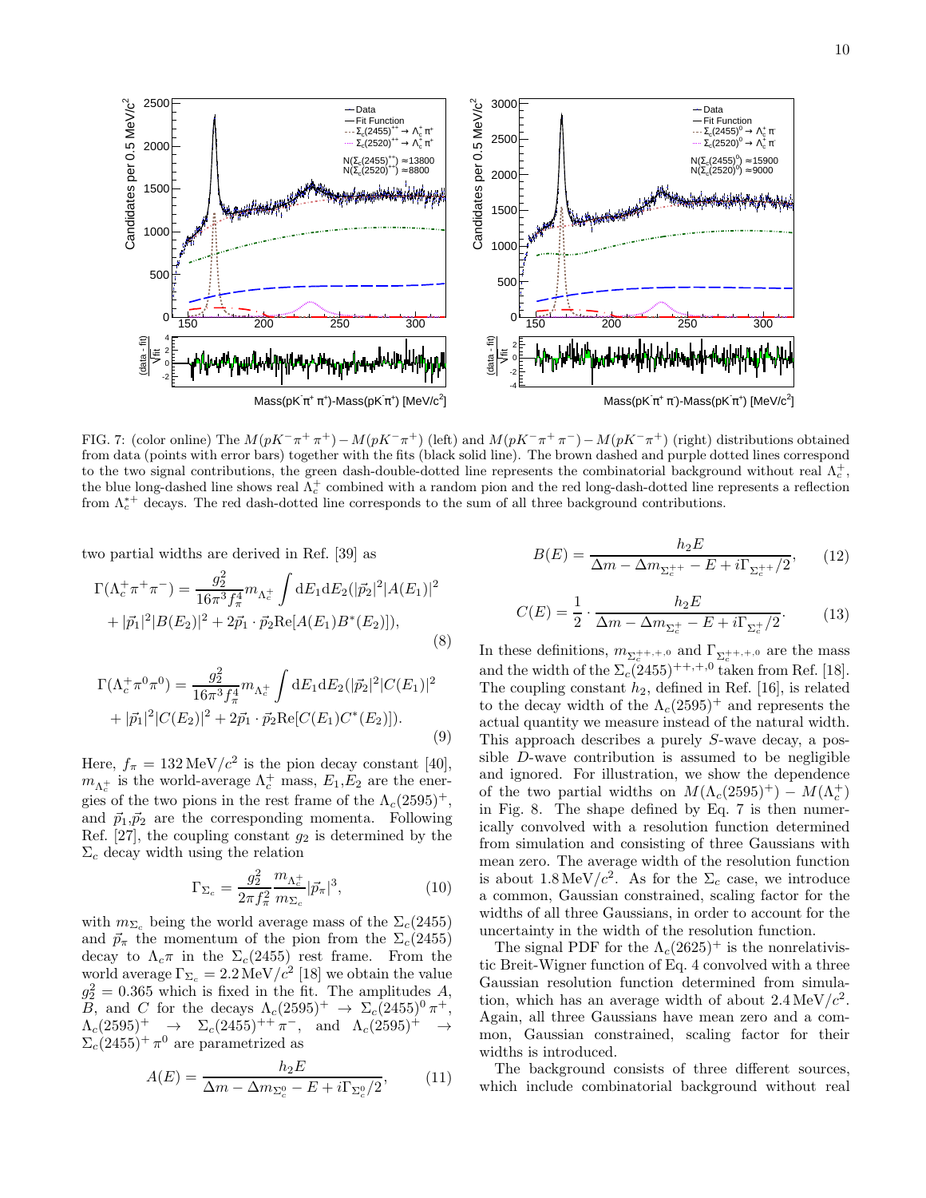FIG. 7: (color online) The $M(pK^-\pi^+\pi^+) - M(pK^-\pi^+)$ (left) and $M(pK^-\pi^+\pi^-) - M(pK^-\pi^+)$ (right) distributions obtained from data (points with error bars) together with the fits (black solid line). The brown dashed and purple dotted lines correspond to the two signal contributions, the green dash-double-dotted line represents the combinatorial background without real $\Lambda_c^+$, the blue long-dashed line shows real $\Lambda_c^+$ combined with a random pion and the red long-dash-dotted line represents a reflection from $\Lambda_c^{*+}$ decays. The red dash-dotted line corresponds to the sum of all three background contributions.

two partial widths are derived in Ref. [39] as

$$\Gamma(\Lambda_c^+\pi^+\pi^-) = \frac{g_2^2}{16\pi^3 f_\pi^4} m_{\Lambda_c^+} \int \mathrm{d}E_1 \mathrm{d}E_2 (|\vec{p}_2|^2 |A(E_1)|^2 + |\vec{p}_1|^2 |B(E_2)|^2 + 2\vec{p}_1 \cdot \vec{p}_2 \mathrm{Re}[A(E_1)B^*(E_2)]), \tag{8}$$

$$\Gamma(\Lambda_c^+\pi^0\pi^0) = \frac{g_2^2}{16\pi^3 f_\pi^4} m_{\Lambda_c^+} \int \mathrm{d}E_1 \mathrm{d}E_2 (|\vec{p}_2|^2 |C(E_1)|^2 + |\vec{p}_1|^2 |C(E_2)|^2 + 2\vec{p}_1 \cdot \vec{p}_2 \mathrm{Re}[C(E_1)C^*(E_2)]). \tag{9}$$

Here, $f_\pi = 132\,\mathrm{MeV}/c^2$ is the pion decay constant [40], $m_{\Lambda_c^+}$ is the world-average $\Lambda_c^+$ mass, $E_1$,$E_2$ are the energies of the two pions in the rest frame of the $\Lambda_c(2595)^+$, and $\vec{p}_1$,$\vec{p}_2$ are the corresponding momenta. Following Ref. [27], the coupling constant $g_2$ is determined by the $\Sigma_c$ decay width using the relation

$$\Gamma_{\Sigma_c} = \frac{g_2^2}{2\pi f_\pi^2} \frac{m_{\Lambda_c^+}}{m_{\Sigma_c}} |\vec{p}_\pi|^3, \tag{10}$$

with $m_{\Sigma_c}$ being the world average mass of the $\Sigma_c(2455)$ and $\vec{p}_\pi$ the momentum of the pion from the $\Sigma_c(2455)$ decay to $\Lambda_c\pi$ in the $\Sigma_c(2455)$ rest frame. From the world average $\Gamma_{\Sigma_c} = 2.2\,\mathrm{MeV}/c^2$ [18] we obtain the value $g_2^2 = 0.365$ which is fixed in the fit. The amplitudes $A$, $B$, and $C$ for the decays $\Lambda_c(2595)^+ \to \Sigma_c(2455)^0\pi^+$, $\Lambda_c(2595)^+ \to \Sigma_c(2455)^{++}\pi^-$, and $\Lambda_c(2595)^+ \to \Sigma_c(2455)^+\pi^0$ are parametrized as

$$A(E) = \frac{h_2 E}{\Delta m - \Delta m_{\Sigma_c^0} - E + i\Gamma_{\Sigma_c^0}/2}, \tag{11}$$

$$B(E) = \frac{h_2 E}{\Delta m - \Delta m_{\Sigma_c^{++}} - E + i\Gamma_{\Sigma_c^{++}}/2}, \tag{12}$$

$$C(E) = \frac{1}{2} \cdot \frac{h_2 E}{\Delta m - \Delta m_{\Sigma_c^+} - E + i\Gamma_{\Sigma_c^+}/2}. \tag{13}$$

In these definitions, $m_{\Sigma_c^{++,+,0}}$ and $\Gamma_{\Sigma_c^{++,+,0}}$ are the mass and the width of the $\Sigma_c(2455)^{++,+,0}$ taken from Ref. [18]. The coupling constant $h_2$, defined in Ref. [16], is related to the decay width of the $\Lambda_c(2595)^+$ and represents the actual quantity we measure instead of the natural width. This approach describes a purely $S$-wave decay, a possible $D$-wave contribution is assumed to be negligible and ignored. For illustration, we show the dependence of the two partial widths on $M(\Lambda_c(2595)^+) - M(\Lambda_c^+)$ in Fig. 8. The shape defined by Eq. 7 is then numerically convolved with a resolution function determined from simulation and consisting of three Gaussians with mean zero. The average width of the resolution function is about $1.8\,\mathrm{MeV}/c^2$. As for the $\Sigma_c$ case, we introduce a common, Gaussian constrained, scaling factor for the widths of all three Gaussians, in order to account for the uncertainty in the width of the resolution function.

The signal PDF for the $\Lambda_c(2625)^+$ is the nonrelativistic Breit-Wigner function of Eq. 4 convolved with a three Gaussian resolution function determined from simulation, which has an average width of about $2.4\,\mathrm{MeV}/c^2$. Again, all three Gaussians have mean zero and a common, Gaussian constrained, scaling factor for their widths is introduced.

The background consists of three different sources, which include combinatorial background without real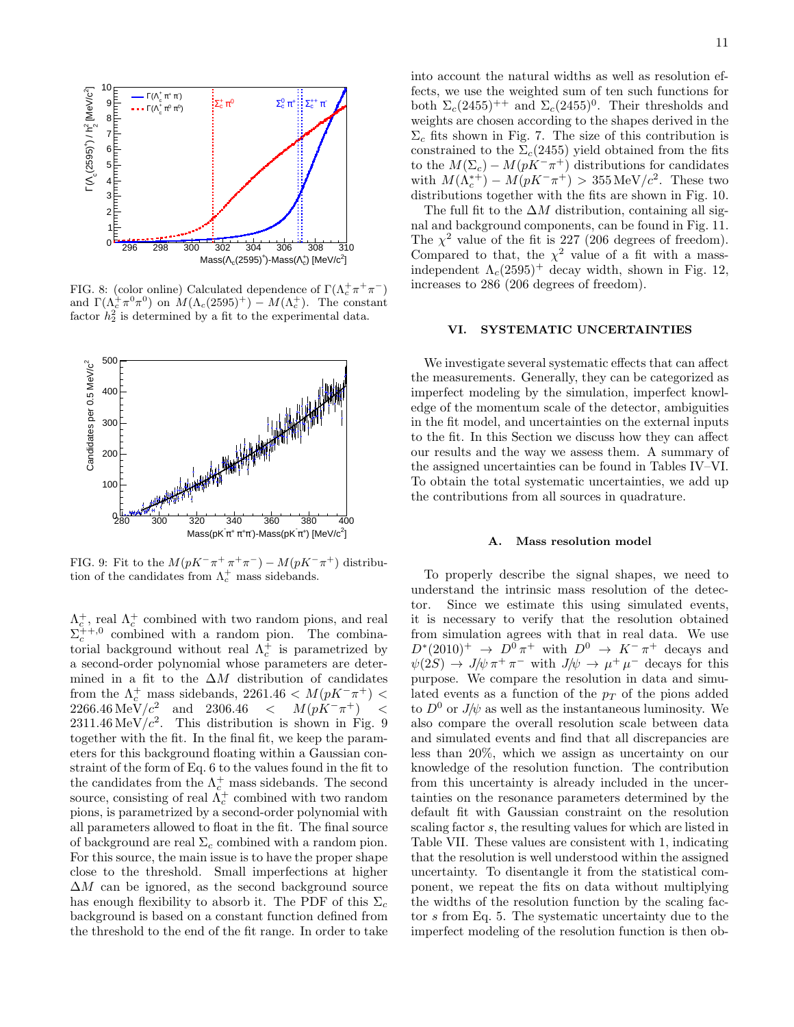FIG. 8: (color online) Calculated dependence of $\Gamma(\Lambda_c^+\pi^+\pi^-)$ and $\Gamma(\Lambda_c^+\pi^0\pi^0)$ on $M(\Lambda_c(2595)^+) - M(\Lambda_c^+)$. The constant factor $h_2^2$ is determined by a fit to the experimental data.

FIG. 9: Fit to the $M(pK^-\pi^+\pi^+\pi^-) - M(pK^-\pi^+)$ distribution of the candidates from $\Lambda_c^+$ mass sidebands.

$\Lambda_c^+$, real $\Lambda_c^+$ combined with two random pions, and real $\Sigma_c^{++,0}$ combined with a random pion. The combinatorial background without real $\Lambda_c^+$ is parametrized by a second-order polynomial whose parameters are determined in a fit to the $\Delta M$ distribution of candidates from the $\Lambda_c^+$ mass sidebands, $2261.46 < M(pK^-\pi^+) < 2266.46\,\mathrm{MeV}/c^2$ and $2306.46 < M(pK^-\pi^+) < 2311.46\,\mathrm{MeV}/c^2$. This distribution is shown in Fig. 9 together with the fit. In the final fit, we keep the parameters for this background floating within a Gaussian constraint of the form of Eq. 6 to the values found in the fit to the candidates from the $\Lambda_c^+$ mass sidebands. The second source, consisting of real $\Lambda_c^+$ combined with two random pions, is parametrized by a second-order polynomial with all parameters allowed to float in the fit. The final source of background are real $\Sigma_c$ combined with a random pion. For this source, the main issue is to have the proper shape close to the threshold. Small imperfections at higher $\Delta M$ can be ignored, as the second background source has enough flexibility to absorb it. The PDF of this $\Sigma_c$ background is based on a constant function defined from the threshold to the end of the fit range. In order to take into account the natural widths as well as resolution effects, we use the weighted sum of ten such functions for both $\Sigma_c(2455)^{++}$ and $\Sigma_c(2455)^0$. Their thresholds and weights are chosen according to the shapes derived in the $\Sigma_c$ fits shown in Fig. 7. The size of this contribution is constrained to the $\Sigma_c(2455)$ yield obtained from the fits to the $M(\Sigma_c) - M(pK^-\pi^+)$ distributions for candidates with $M(\Lambda_c^{*+}) - M(pK^-\pi^+) > 355\,\mathrm{MeV}/c^2$. These two distributions together with the fits are shown in Fig. 10.

The full fit to the $\Delta M$ distribution, containing all signal and background components, can be found in Fig. 11. The $\chi^2$ value of the fit is 227 (206 degrees of freedom). Compared to that, the $\chi^2$ value of a fit with a mass-independent $\Lambda_c(2595)^+$ decay width, shown in Fig. 12, increases to 286 (206 degrees of freedom).

## VI. SYSTEMATIC UNCERTAINTIES

We investigate several systematic effects that can affect the measurements. Generally, they can be categorized as imperfect modeling by the simulation, imperfect knowledge of the momentum scale of the detector, ambiguities in the fit model, and uncertainties on the external inputs to the fit. In this Section we discuss how they can affect our results and the way we assess them. A summary of the assigned uncertainties can be found in Tables IV–VI. To obtain the total systematic uncertainties, we add up the contributions from all sources in quadrature.

### A. Mass resolution model

To properly describe the signal shapes, we need to understand the intrinsic mass resolution of the detector. Since we estimate this using simulated events, it is necessary to verify that the resolution obtained from simulation agrees with that in real data. We use $D^*(2010)^+ \to D^0\pi^+$ with $D^0 \to K^-\pi^+$ decays and $\psi(2S) \to J/\psi\,\pi^+\pi^-$ with $J/\psi \to \mu^+\mu^-$ decays for this purpose. We compare the resolution in data and simulated events as a function of the $p_T$ of the pions added to $D^0$ or $J/\psi$ as well as the instantaneous luminosity. We also compare the overall resolution scale between data and simulated events and find that all discrepancies are less than 20%, which we assign as uncertainty on our knowledge of the resolution function. The contribution from this uncertainty is already included in the uncertainties on the resonance parameters determined by the default fit with Gaussian constraint on the resolution scaling factor $s$, the resulting values for which are listed in Table VII. These values are consistent with 1, indicating that the resolution is well understood within the assigned uncertainty. To disentangle it from the statistical component, we repeat the fits on data without multiplying the widths of the resolution function by the scaling factor $s$ from Eq. 5. The systematic uncertainty due to the imperfect modeling of the resolution function is then ob-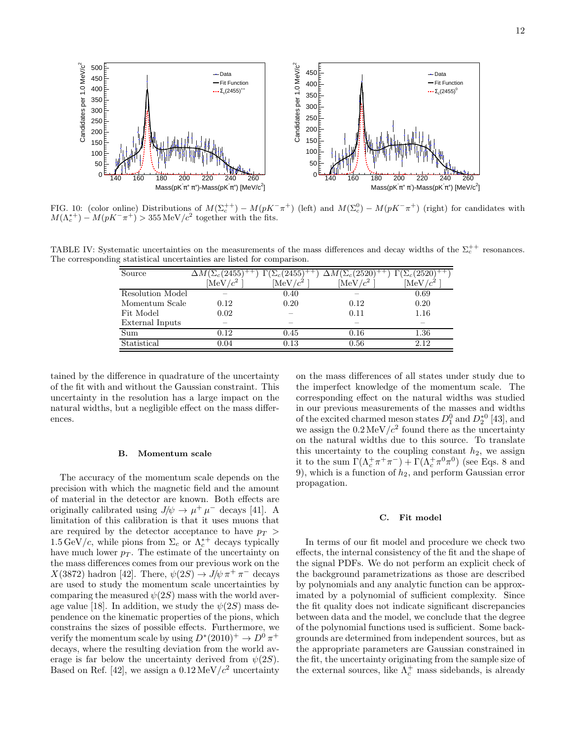FIG. 10: (color online) Distributions of $M(\Sigma_c^{++}) - M(pK^-\pi^+)$ (left) and $M(\Sigma_c^0) - M(pK^-\pi^+)$ (right) for candidates with $M(\Lambda_c^{*+}) - M(pK^-\pi^+) > 355\,\mathrm{MeV}/c^2$ together with the fits.

TABLE IV: Systematic uncertainties on the measurements of the mass differences and decay widths of the $\Sigma_c^{++}$ resonances. The corresponding statistical uncertainties are listed for comparison.

| Source | $\Delta M(\Sigma_c(2455)^{++})$ [MeV/$c^2$ ] | $\Gamma(\Sigma_c(2455)^{++})$ [MeV/$c^2$ ] | $\Delta M(\Sigma_c(2520)^{++})$ [MeV/$c^2$ ] | $\Gamma(\Sigma_c(2520)^{++})$ [MeV/$c^2$ ] |
|---|---|---|---|---|
| Resolution Model | – | 0.40 | – | 0.69 |
| Momentum Scale | 0.12 | 0.20 | 0.12 | 0.20 |
| Fit Model | 0.02 | – | 0.11 | 1.16 |
| External Inputs | – | – | – | – |
| Sum | 0.12 | 0.45 | 0.16 | 1.36 |
| Statistical | 0.04 | 0.13 | 0.56 | 2.12 |

tained by the difference in quadrature of the uncertainty of the fit with and without the Gaussian constraint. This uncertainty in the resolution has a large impact on the natural widths, but a negligible effect on the mass differences.

### B. Momentum scale

The accuracy of the momentum scale depends on the precision with which the magnetic field and the amount of material in the detector are known. Both effects are originally calibrated using $J/\psi \to \mu^+\mu^-$ decays [41]. A limitation of this calibration is that it uses muons that are required by the detector acceptance to have $p_T > 1.5\,\mathrm{GeV}/c$, while pions from $\Sigma_c$ or $\Lambda_c^{*+}$ decays typically have much lower $p_T$. The estimate of the uncertainty on the mass differences comes from our previous work on the $X(3872)$ hadron [42]. There, $\psi(2S) \to J/\psi\,\pi^+\pi^-$ decays are used to study the momentum scale uncertainties by comparing the measured $\psi(2S)$ mass with the world average value [18]. In addition, we study the $\psi(2S)$ mass dependence on the kinematic properties of the pions, which constrains the sizes of possible effects. Furthermore, we verify the momentum scale by using $D^*(2010)^+ \to D^0\,\pi^+$ decays, where the resulting deviation from the world average is far below the uncertainty derived from $\psi(2S)$. Based on Ref. [42], we assign a $0.12\,\mathrm{MeV}/c^2$ uncertainty on the mass differences of all states under study due to the imperfect knowledge of the momentum scale. The corresponding effect on the natural widths was studied in our previous measurements of the masses and widths of the excited charmed meson states $D_1^0$ and $D_2^{*0}$ [43], and we assign the $0.2\,\mathrm{MeV}/c^2$ found there as the uncertainty on the natural widths due to this source. To translate this uncertainty to the coupling constant $h_2$, we assign it to the sum $\Gamma(\Lambda_c^+\pi^+\pi^-) + \Gamma(\Lambda_c^+\pi^0\pi^0)$ (see Eqs. 8 and 9), which is a function of $h_2$, and perform Gaussian error propagation.

### C. Fit model

In terms of our fit model and procedure we check two effects, the internal consistency of the fit and the shape of the signal PDFs. We do not perform an explicit check of the background parametrizations as those are described by polynomials and any analytic function can be approximated by a polynomial of sufficient complexity. Since the fit quality does not indicate significant discrepancies between data and the model, we conclude that the degree of the polynomial functions used is sufficient. Some backgrounds are determined from independent sources, but as the appropriate parameters are Gaussian constrained in the fit, the uncertainty originating from the sample size of the external sources, like $\Lambda_c^+$ mass sidebands, is already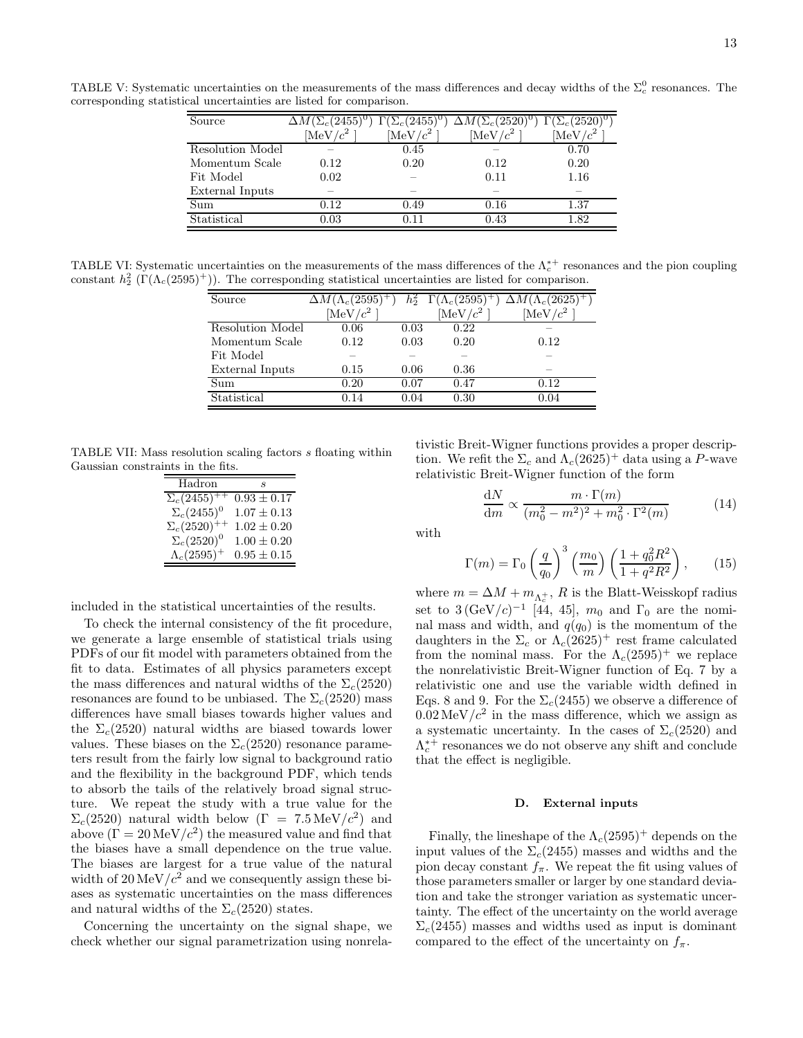TABLE V: Systematic uncertainties on the measurements of the mass differences and decay widths of the $\Sigma_c^0$ resonances. The corresponding statistical uncertainties are listed for comparison.

| Source | $\Delta M(\Sigma_c(2455)^0)$ [MeV/$c^2$ ] | $\Gamma(\Sigma_c(2455)^0)$ [MeV/$c^2$ ] | $\Delta M(\Sigma_c(2520)^0)$ [MeV/$c^2$ ] | $\Gamma(\Sigma_c(2520)^0)$ [MeV/$c^2$ ] |
|---|---|---|---|---|
| Resolution Model | – | 0.45 | – | 0.70 |
| Momentum Scale | 0.12 | 0.20 | 0.12 | 0.20 |
| Fit Model | 0.02 | – | 0.11 | 1.16 |
| External Inputs | – | – | – | – |
| Sum | 0.12 | 0.49 | 0.16 | 1.37 |
| Statistical | 0.03 | 0.11 | 0.43 | 1.82 |

TABLE VI: Systematic uncertainties on the measurements of the mass differences of the $\Lambda_c^{*+}$ resonances and the pion coupling constant $h_2^2$ ($\Gamma(\Lambda_c(2595)^+)$). The corresponding statistical uncertainties are listed for comparison.

| Source | $\Delta M(\Lambda_c(2595)^+)$ [MeV/$c^2$ ] | $h_2^2$ | $\Gamma(\Lambda_c(2595)^+)$ [MeV/$c^2$ ] | $\Delta M(\Lambda_c(2625)^+)$ [MeV/$c^2$ ] |
|---|---|---|---|---|
| Resolution Model | 0.06 | 0.03 | 0.22 | – |
| Momentum Scale | 0.12 | 0.03 | 0.20 | 0.12 |
| Fit Model | – | – | – | – |
| External Inputs | 0.15 | 0.06 | 0.36 | – |
| Sum | 0.20 | 0.07 | 0.47 | 0.12 |
| Statistical | 0.14 | 0.04 | 0.30 | 0.04 |

TABLE VII: Mass resolution scaling factors $s$ floating within Gaussian constraints in the fits.

| Hadron | $s$ |
|---|---|
| $\Sigma_c(2455)^{++}$ | $0.93 \pm 0.17$ |
| $\Sigma_c(2455)^0$ | $1.07 \pm 0.13$ |
| $\Sigma_c(2520)^{++}$ | $1.02 \pm 0.20$ |
| $\Sigma_c(2520)^0$ | $1.00 \pm 0.20$ |
| $\Lambda_c(2595)^+$ | $0.95 \pm 0.15$ |

included in the statistical uncertainties of the results.

To check the internal consistency of the fit procedure, we generate a large ensemble of statistical trials using PDFs of our fit model with parameters obtained from the fit to data. Estimates of all physics parameters except the mass differences and natural widths of the $\Sigma_c(2520)$ resonances are found to be unbiased. The $\Sigma_c(2520)$ mass differences have small biases towards higher values and the $\Sigma_c(2520)$ natural widths are biased towards lower values. These biases on the $\Sigma_c(2520)$ resonance parameters result from the fairly low signal to background ratio and the flexibility in the background PDF, which tends to absorb the tails of the relatively broad signal structure. We repeat the study with a true value for the $\Sigma_c(2520)$ natural width below ($\Gamma = 7.5\,\text{MeV}/c^2$) and above ($\Gamma = 20\,\text{MeV}/c^2$) the measured value and find that the biases have a small dependence on the true value. The biases are largest for a true value of the natural width of $20\,\text{MeV}/c^2$ and we consequently assign these biases as systematic uncertainties on the mass differences and natural widths of the $\Sigma_c(2520)$ states.

Concerning the uncertainty on the signal shape, we check whether our signal parametrization using nonrelativistic Breit-Wigner functions provides a proper description. We refit the $\Sigma_c$ and $\Lambda_c(2625)^+$ data using a $P$-wave relativistic Breit-Wigner function of the form

$$\frac{\mathrm{d}N}{\mathrm{d}m} \propto \frac{m \cdot \Gamma(m)}{(m_0^2 - m^2)^2 + m_0^2 \cdot \Gamma^2(m)} \tag{14}$$

with

$$\Gamma(m) = \Gamma_0 \left(\frac{q}{q_0}\right)^3 \left(\frac{m_0}{m}\right) \left(\frac{1 + q_0^2 R^2}{1 + q^2 R^2}\right), \tag{15}$$

where $m = \Delta M + m_{\Lambda_c^+}$, $R$ is the Blatt-Weisskopf radius set to $3\,(\text{GeV}/c)^{-1}$ [44, 45], $m_0$ and $\Gamma_0$ are the nominal mass and width, and $q(q_0)$ is the momentum of the daughters in the $\Sigma_c$ or $\Lambda_c(2625)^+$ rest frame calculated from the nominal mass. For the $\Lambda_c(2595)^+$ we replace the nonrelativistic Breit-Wigner function of Eq. 7 by a relativistic one and use the variable width defined in Eqs. 8 and 9. For the $\Sigma_c(2455)$ we observe a difference of $0.02\,\text{MeV}/c^2$ in the mass difference, which we assign as a systematic uncertainty. In the cases of $\Sigma_c(2520)$ and $\Lambda_c^{*+}$ resonances we do not observe any shift and conclude that the effect is negligible.

### D. External inputs

Finally, the lineshape of the $\Lambda_c(2595)^+$ depends on the input values of the $\Sigma_c(2455)$ masses and widths and the pion decay constant $f_\pi$. We repeat the fit using values of those parameters smaller or larger by one standard deviation and take the stronger variation as systematic uncertainty. The effect of the uncertainty on the world average $\Sigma_c(2455)$ masses and widths used as input is dominant compared to the effect of the uncertainty on $f_\pi$.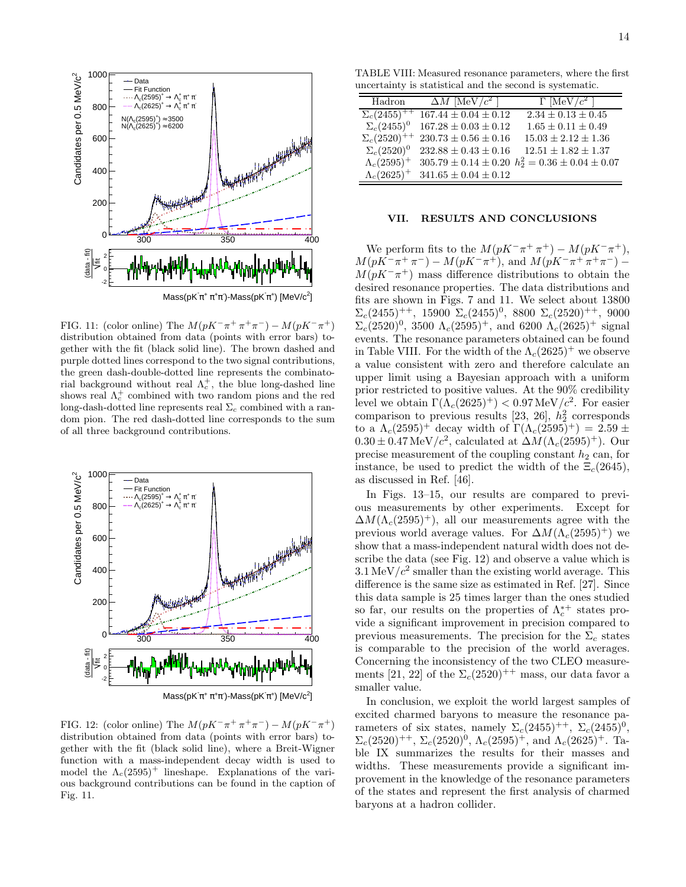FIG. 11: (color online) The $M(pK^-\pi^+\pi^+\pi^-) - M(pK^-\pi^+)$ distribution obtained from data (points with error bars) together with the fit (black solid line). The brown dashed and purple dotted lines correspond to the two signal contributions, the green dash-double-dotted line represents the combinatorial background without real $\Lambda_c^+$, the blue long-dashed line shows real $\Lambda_c^+$ combined with two random pions and the red long-dash-dotted line represents real $\Sigma_c$ combined with a random pion. The red dash-dotted line corresponds to the sum of all three background contributions.

FIG. 12: (color online) The $M(pK^-\pi^+\pi^+\pi^-) - M(pK^-\pi^+)$ distribution obtained from data (points with error bars) together with the fit (black solid line), where a Breit-Wigner function with a mass-independent decay width is used to model the $\Lambda_c(2595)^+$ lineshape. Explanations of the various background contributions can be found in the caption of Fig. 11.

TABLE VIII: Measured resonance parameters, where the first uncertainty is statistical and the second is systematic.

| Hadron | $\Delta M$ [MeV/$c^2$] | $\Gamma$ [MeV/$c^2$] |
|---|---|---|
| $\Sigma_c(2455)^{++}$ | $167.44 \pm 0.04 \pm 0.12$ | $2.34 \pm 0.13 \pm 0.45$ |
| $\Sigma_c(2455)^0$ | $167.28 \pm 0.03 \pm 0.12$ | $1.65 \pm 0.11 \pm 0.49$ |
| $\Sigma_c(2520)^{++}$ | $230.73 \pm 0.56 \pm 0.16$ | $15.03 \pm 2.12 \pm 1.36$ |
| $\Sigma_c(2520)^0$ | $232.88 \pm 0.43 \pm 0.16$ | $12.51 \pm 1.82 \pm 1.37$ |
| $\Lambda_c(2595)^+$ | $305.79 \pm 0.14 \pm 0.20$ | $h_2^2 = 0.36 \pm 0.04 \pm 0.07$ |
| $\Lambda_c(2625)^+$ | $341.65 \pm 0.04 \pm 0.12$ | |

## VII. RESULTS AND CONCLUSIONS

We perform fits to the $M(pK^-\pi^+\pi^+) - M(pK^-\pi^+)$, $M(pK^-\pi^+\pi^-) - M(pK^-\pi^+)$, and $M(pK^-\pi^+\pi^+\pi^-) - M(pK^-\pi^+)$ mass difference distributions to obtain the desired resonance properties. The data distributions and fits are shown in Figs. 7 and 11. We select about 13800 $\Sigma_c(2455)^{++}$, 15900 $\Sigma_c(2455)^0$, 8800 $\Sigma_c(2520)^{++}$, 9000 $\Sigma_c(2520)^0$, 3500 $\Lambda_c(2595)^+$, and 6200 $\Lambda_c(2625)^+$ signal events. The resonance parameters obtained can be found in Table VIII. For the width of the $\Lambda_c(2625)^+$ we observe a value consistent with zero and therefore calculate an upper limit using a Bayesian approach with a uniform prior restricted to positive values. At the 90% credibility level we obtain $\Gamma(\Lambda_c(2625)^+) < 0.97\,\text{MeV}/c^2$. For easier comparison to previous results [23, 26], $h_2^2$ corresponds to a $\Lambda_c(2595)^+$ decay width of $\Gamma(\Lambda_c(2595)^+) = 2.59 \pm 0.30 \pm 0.47\,\text{MeV}/c^2$, calculated at $\Delta M(\Lambda_c(2595)^+)$. Our precise measurement of the coupling constant $h_2$ can, for instance, be used to predict the width of the $\Xi_c(2645)$, as discussed in Ref. [46].

In Figs. 13–15, our results are compared to previous measurements by other experiments. Except for $\Delta M(\Lambda_c(2595)^+)$, all our measurements agree with the previous world average values. For $\Delta M(\Lambda_c(2595)^+)$ we show that a mass-independent natural width does not describe the data (see Fig. 12) and observe a value which is $3.1\,\text{MeV}/c^2$ smaller than the existing world average. This difference is the same size as estimated in Ref. [27]. Since this data sample is 25 times larger than the ones studied so far, our results on the properties of $\Lambda_c^{*+}$ states provide a significant improvement in precision compared to previous measurements. The precision for the $\Sigma_c$ states is comparable to the precision of the world averages. Concerning the inconsistency of the two CLEO measurements [21, 22] of the $\Sigma_c(2520)^{++}$ mass, our data favor a smaller value.

In conclusion, we exploit the world largest samples of excited charmed baryons to measure the resonance parameters of six states, namely $\Sigma_c(2455)^{++}$, $\Sigma_c(2455)^0$, $\Sigma_c(2520)^{++}$, $\Sigma_c(2520)^0$, $\Lambda_c(2595)^+$, and $\Lambda_c(2625)^+$. Table IX summarizes the results for their masses and widths. These measurements provide a significant improvement in the knowledge of the resonance parameters of the states and represent the first analysis of charmed baryons at a hadron collider.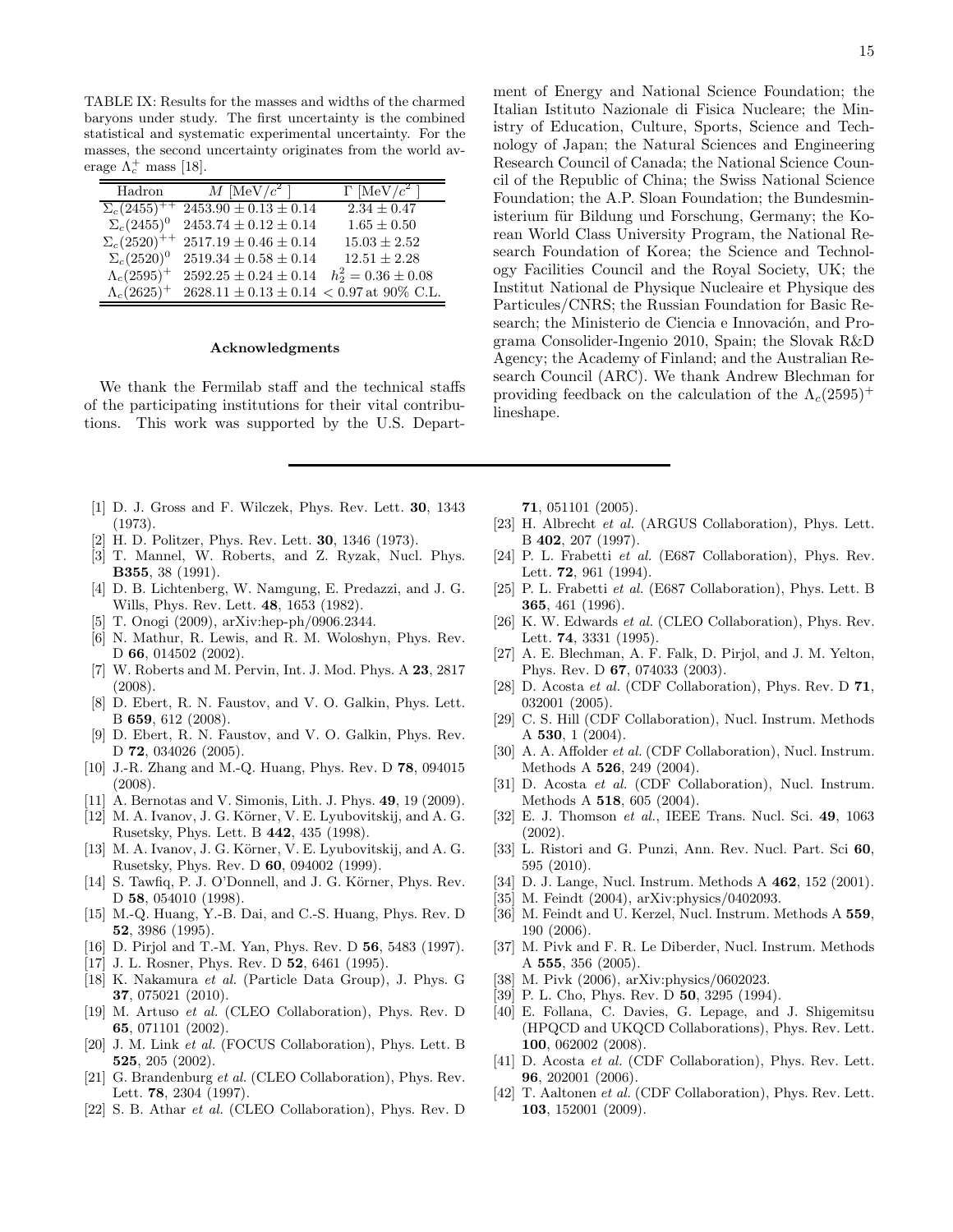TABLE IX: Results for the masses and widths of the charmed baryons under study. The first uncertainty is the combined statistical and systematic experimental uncertainty. For the masses, the second uncertainty originates from the world average $\Lambda_c^+$ mass [18].

| Hadron | $M$ [MeV/$c^2$ ] | $\Gamma$ [MeV/$c^2$ ] |
|---|---|---|
| $\Sigma_c(2455)^{++}$ | $2453.90 \pm 0.13 \pm 0.14$ | $2.34 \pm 0.47$ |
| $\Sigma_c(2455)^{0}$ | $2453.74 \pm 0.12 \pm 0.14$ | $1.65 \pm 0.50$ |
| $\Sigma_c(2520)^{++}$ | $2517.19 \pm 0.46 \pm 0.14$ | $15.03 \pm 2.52$ |
| $\Sigma_c(2520)^{0}$ | $2519.34 \pm 0.58 \pm 0.14$ | $12.51 \pm 2.28$ |
| $\Lambda_c(2595)^{+}$ | $2592.25 \pm 0.24 \pm 0.14$ | $h_2^2 = 0.36 \pm 0.08$ |
| $\Lambda_c(2625)^{+}$ | $2628.11 \pm 0.13 \pm 0.14$ | $< 0.97$ at 90% C.L. |

### Acknowledgments

We thank the Fermilab staff and the technical staffs of the participating institutions for their vital contributions. This work was supported by the U.S. Department of Energy and National Science Foundation; the Italian Istituto Nazionale di Fisica Nucleare; the Ministry of Education, Culture, Sports, Science and Technology of Japan; the Natural Sciences and Engineering Research Council of Canada; the National Science Council of the Republic of China; the Swiss National Science Foundation; the A.P. Sloan Foundation; the Bundesministerium für Bildung und Forschung, Germany; the Korean World Class University Program, the National Research Foundation of Korea; the Science and Technology Facilities Council and the Royal Society, UK; the Institut National de Physique Nucleaire et Physique des Particules/CNRS; the Russian Foundation for Basic Research; the Ministerio de Ciencia e Innovación, and Programa Consolider-Ingenio 2010, Spain; the Slovak R&D Agency; the Academy of Finland; and the Australian Research Council (ARC). We thank Andrew Blechman for providing feedback on the calculation of the $\Lambda_c(2595)^+$ lineshape.

---

[1] D. J. Gross and F. Wilczek, Phys. Rev. Lett. **30**, 1343 (1973).

[2] H. D. Politzer, Phys. Rev. Lett. **30**, 1346 (1973).

[3] T. Mannel, W. Roberts, and Z. Ryzak, Nucl. Phys. **B355**, 38 (1991).

[4] D. B. Lichtenberg, W. Namgung, E. Predazzi, and J. G. Wills, Phys. Rev. Lett. **48**, 1653 (1982).

[5] T. Onogi (2009), arXiv:hep-ph/0906.2344.

[6] N. Mathur, R. Lewis, and R. M. Woloshyn, Phys. Rev. D **66**, 014502 (2002).

[7] W. Roberts and M. Pervin, Int. J. Mod. Phys. A **23**, 2817 (2008).

[8] D. Ebert, R. N. Faustov, and V. O. Galkin, Phys. Lett. B **659**, 612 (2008).

[9] D. Ebert, R. N. Faustov, and V. O. Galkin, Phys. Rev. D **72**, 034026 (2005).

[10] J.-R. Zhang and M.-Q. Huang, Phys. Rev. D **78**, 094015 (2008).

[11] A. Bernotas and V. Simonis, Lith. J. Phys. **49**, 19 (2009).

[12] M. A. Ivanov, J. G. Körner, V. E. Lyubovitskij, and A. G. Rusetsky, Phys. Lett. B **442**, 435 (1998).

[13] M. A. Ivanov, J. G. Körner, V. E. Lyubovitskij, and A. G. Rusetsky, Phys. Rev. D **60**, 094002 (1999).

[14] S. Tawfiq, P. J. O'Donnell, and J. G. Körner, Phys. Rev. D **58**, 054010 (1998).

[15] M.-Q. Huang, Y.-B. Dai, and C.-S. Huang, Phys. Rev. D **52**, 3986 (1995).

[16] D. Pirjol and T.-M. Yan, Phys. Rev. D **56**, 5483 (1997).

[17] J. L. Rosner, Phys. Rev. D **52**, 6461 (1995).

[18] K. Nakamura *et al.* (Particle Data Group), J. Phys. G **37**, 075021 (2010).

[19] M. Artuso *et al.* (CLEO Collaboration), Phys. Rev. D **65**, 071101 (2002).

[20] J. M. Link *et al.* (FOCUS Collaboration), Phys. Lett. B **525**, 205 (2002).

[21] G. Brandenburg *et al.* (CLEO Collaboration), Phys. Rev. Lett. **78**, 2304 (1997).

[22] S. B. Athar *et al.* (CLEO Collaboration), Phys. Rev. D **71**, 051101 (2005).

[23] H. Albrecht *et al.* (ARGUS Collaboration), Phys. Lett. B **402**, 207 (1997).

[24] P. L. Frabetti *et al.* (E687 Collaboration), Phys. Rev. Lett. **72**, 961 (1994).

[25] P. L. Frabetti *et al.* (E687 Collaboration), Phys. Lett. B **365**, 461 (1996).

[26] K. W. Edwards *et al.* (CLEO Collaboration), Phys. Rev. Lett. **74**, 3331 (1995).

[27] A. E. Blechman, A. F. Falk, D. Pirjol, and J. M. Yelton, Phys. Rev. D **67**, 074033 (2003).

[28] D. Acosta *et al.* (CDF Collaboration), Phys. Rev. D **71**, 032001 (2005).

[29] C. S. Hill (CDF Collaboration), Nucl. Instrum. Methods A **530**, 1 (2004).

[30] A. A. Affolder *et al.* (CDF Collaboration), Nucl. Instrum. Methods A **526**, 249 (2004).

[31] D. Acosta *et al.* (CDF Collaboration), Nucl. Instrum. Methods A **518**, 605 (2004).

[32] E. J. Thomson *et al.*, IEEE Trans. Nucl. Sci. **49**, 1063 (2002).

[33] L. Ristori and G. Punzi, Ann. Rev. Nucl. Part. Sci **60**, 595 (2010).

[34] D. J. Lange, Nucl. Instrum. Methods A **462**, 152 (2001).

[35] M. Feindt (2004), arXiv:physics/0402093.

[36] M. Feindt and U. Kerzel, Nucl. Instrum. Methods A **559**, 190 (2006).

[37] M. Pivk and F. R. Le Diberder, Nucl. Instrum. Methods A **555**, 356 (2005).

[38] M. Pivk (2006), arXiv:physics/0602023.

[39] P. L. Cho, Phys. Rev. D **50**, 3295 (1994).

[40] E. Follana, C. Davies, G. Lepage, and J. Shigemitsu (HPQCD and UKQCD Collaborations), Phys. Rev. Lett. **100**, 062002 (2008).

[41] D. Acosta *et al.* (CDF Collaboration), Phys. Rev. Lett. **96**, 202001 (2006).

[42] T. Aaltonen *et al.* (CDF Collaboration), Phys. Rev. Lett. **103**, 152001 (2009).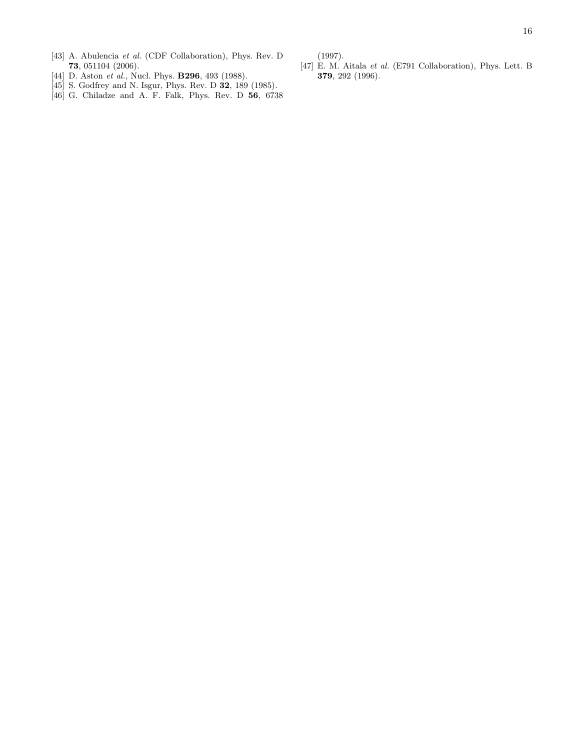[43] A. Abulencia *et al.* (CDF Collaboration), Phys. Rev. D **73**, 051104 (2006).

[44] D. Aston *et al.*, Nucl. Phys. **B296**, 493 (1988).

[45] S. Godfrey and N. Isgur, Phys. Rev. D **32**, 189 (1985).

[46] G. Chiladze and A. F. Falk, Phys. Rev. D **56**, 6738 (1997).

[47] E. M. Aitala *et al.* (E791 Collaboration), Phys. Lett. B **379**, 292 (1996).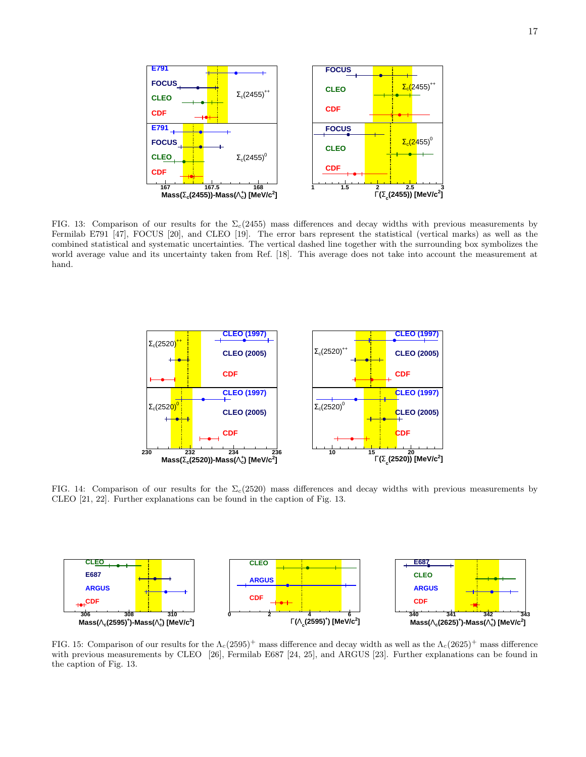E791

FOCUS

CLEO

CDF

$\Sigma_c(2455)^{++}$

E791

FOCUS

CLEO

CDF

$\Sigma_c(2455)^0$

167 167.5 168

Mass($\Sigma_c$(2455))-Mass($\Lambda_c^+$) [MeV/c$^2$]

FOCUS

CLEO

CDF

$\Sigma_c(2455)^{++}$

FOCUS

CLEO

CDF

$\Sigma_c(2455)^0$

1 1.5 2 2.5 3

$\Gamma$($\Sigma_c$(2455)) [MeV/c$^2$]

FIG. 13: Comparison of our results for the $\Sigma_c(2455)$ mass differences and decay widths with previous measurements by Fermilab E791 [47], FOCUS [20], and CLEO [19]. The error bars represent the statistical (vertical marks) as well as the combined statistical and systematic uncertainties. The vertical dashed line together with the surrounding box symbolizes the world average value and its uncertainty taken from Ref. [18]. This average does not take into account the measurement at hand.

$\Sigma_c(2520)^{++}$

CLEO (1997)

CLEO (2005)

CDF

$\Sigma_c(2520)^0$

CLEO (1997)

CLEO (2005)

CDF

230 232 234 236

Mass($\Sigma_c$(2520))-Mass($\Lambda_c^+$) [MeV/c$^2$]

$\Sigma_c(2520)^{++}$

CLEO (1997)

CLEO (2005)

CDF

$\Sigma_c(2520)^0$

CLEO (1997)

CLEO (2005)

CDF

10 15 20

$\Gamma$($\Sigma_c$(2520)) [MeV/c$^2$]

FIG. 14: Comparison of our results for the $\Sigma_c(2520)$ mass differences and decay widths with previous measurements by CLEO [21, 22]. Further explanations can be found in the caption of Fig. 13.

CLEO

E687

ARGUS

CDF

306 308 310

Mass($\Lambda_c(2595)^+$)-Mass($\Lambda_c^+$) [MeV/c$^2$]

CLEO

ARGUS

CDF

0 2 4 6

$\Gamma$($\Lambda_c(2595)^+$) [MeV/c$^2$]

E687

CLEO

ARGUS

CDF

340 341 342 343

Mass($\Lambda_c(2625)^+$)-Mass($\Lambda_c^+$) [MeV/c$^2$]

FIG. 15: Comparison of our results for the $\Lambda_c(2595)^+$ mass difference and decay width as well as the $\Lambda_c(2625)^+$ mass difference with previous measurements by CLEO [26], Fermilab E687 [24, 25], and ARGUS [23]. Further explanations can be found in the caption of Fig. 13.